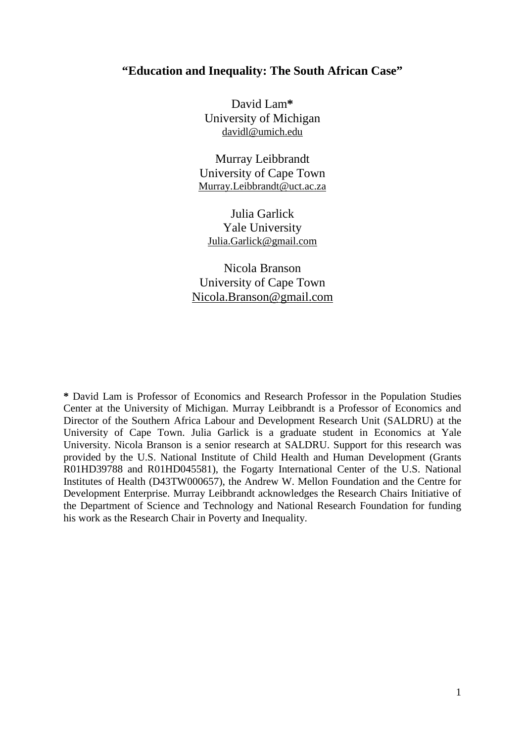# "Education and Inequality: The South African Case"

David Lam*
University of Michigan
davidl@umich.edu

Murray Leibbrandt
University of Cape Town
Murray.Leibbrandt@uct.ac.za

Julia Garlick
Yale University
Julia.Garlick@gmail.com

Nicola Branson
University of Cape Town
Nicola.Branson@gmail.com

**\*** David Lam is Professor of Economics and Research Professor in the Population Studies Center at the University of Michigan. Murray Leibbrandt is a Professor of Economics and Director of the Southern Africa Labour and Development Research Unit (SALDRU) at the University of Cape Town. Julia Garlick is a graduate student in Economics at Yale University. Nicola Branson is a senior research at SALDRU. Support for this research was provided by the U.S. National Institute of Child Health and Human Development (Grants R01HD39788 and R01HD045581), the Fogarty International Center of the U.S. National Institutes of Health (D43TW000657), the Andrew W. Mellon Foundation and the Centre for Development Enterprise. Murray Leibbrandt acknowledges the Research Chairs Initiative of the Department of Science and Technology and National Research Foundation for funding his work as the Research Chair in Poverty and Inequality.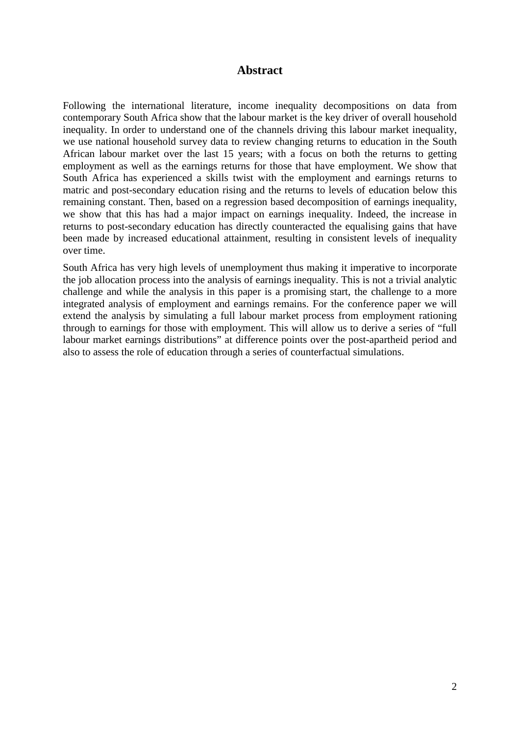# Abstract

Following the international literature, income inequality decompositions on data from contemporary South Africa show that the labour market is the key driver of overall household inequality. In order to understand one of the channels driving this labour market inequality, we use national household survey data to review changing returns to education in the South African labour market over the last 15 years; with a focus on both the returns to getting employment as well as the earnings returns for those that have employment. We show that South Africa has experienced a skills twist with the employment and earnings returns to matric and post-secondary education rising and the returns to levels of education below this remaining constant. Then, based on a regression based decomposition of earnings inequality, we show that this has had a major impact on earnings inequality. Indeed, the increase in returns to post-secondary education has directly counteracted the equalising gains that have been made by increased educational attainment, resulting in consistent levels of inequality over time.

South Africa has very high levels of unemployment thus making it imperative to incorporate the job allocation process into the analysis of earnings inequality. This is not a trivial analytic challenge and while the analysis in this paper is a promising start, the challenge to a more integrated analysis of employment and earnings remains. For the conference paper we will extend the analysis by simulating a full labour market process from employment rationing through to earnings for those with employment. This will allow us to derive a series of "full labour market earnings distributions" at difference points over the post-apartheid period and also to assess the role of education through a series of counterfactual simulations.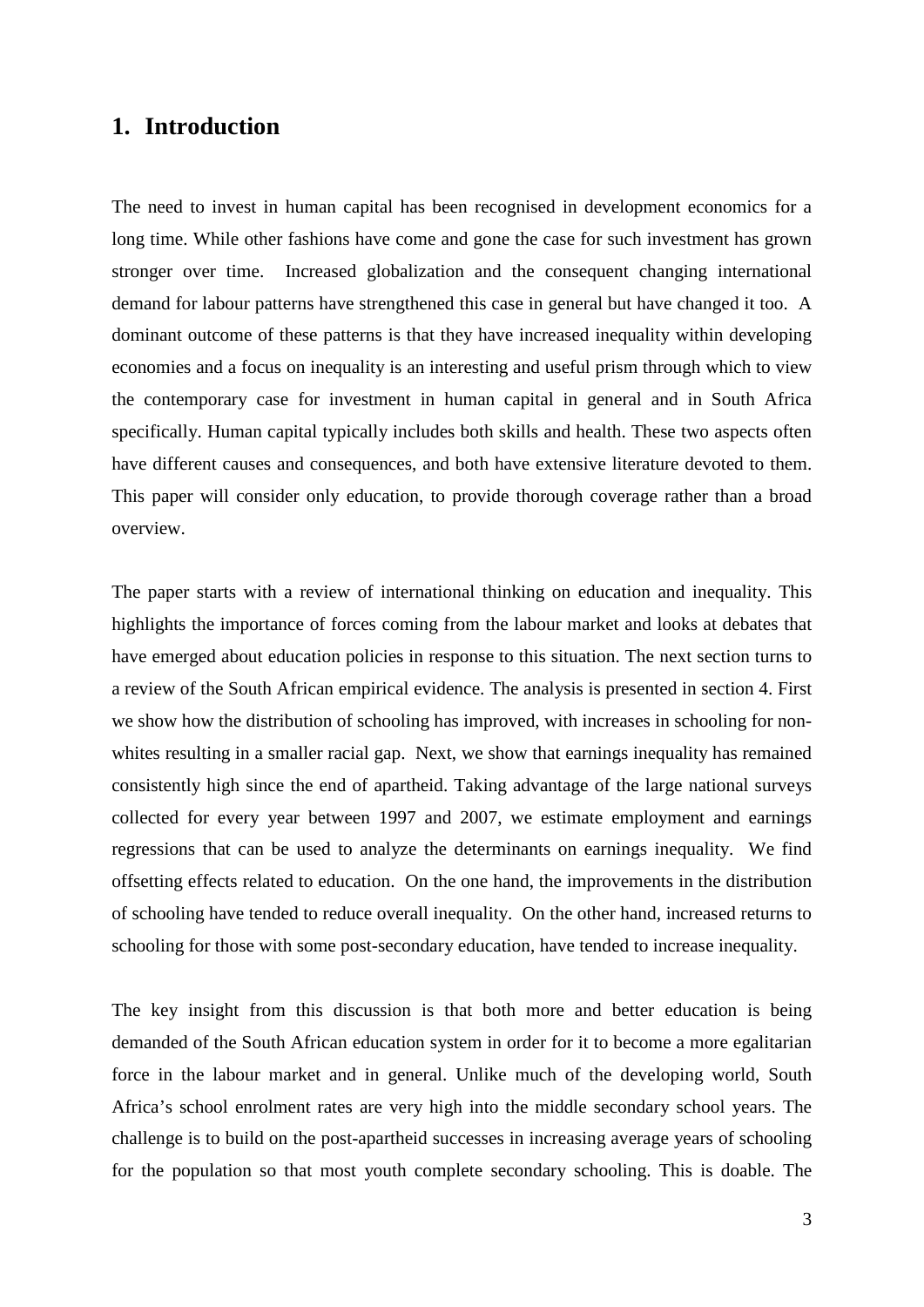# 1. Introduction

The need to invest in human capital has been recognised in development economics for a long time. While other fashions have come and gone the case for such investment has grown stronger over time. Increased globalization and the consequent changing international demand for labour patterns have strengthened this case in general but have changed it too. A dominant outcome of these patterns is that they have increased inequality within developing economies and a focus on inequality is an interesting and useful prism through which to view the contemporary case for investment in human capital in general and in South Africa specifically. Human capital typically includes both skills and health. These two aspects often have different causes and consequences, and both have extensive literature devoted to them. This paper will consider only education, to provide thorough coverage rather than a broad overview.

The paper starts with a review of international thinking on education and inequality. This highlights the importance of forces coming from the labour market and looks at debates that have emerged about education policies in response to this situation. The next section turns to a review of the South African empirical evidence. The analysis is presented in section 4. First we show how the distribution of schooling has improved, with increases in schooling for non-whites resulting in a smaller racial gap. Next, we show that earnings inequality has remained consistently high since the end of apartheid. Taking advantage of the large national surveys collected for every year between 1997 and 2007, we estimate employment and earnings regressions that can be used to analyze the determinants on earnings inequality. We find offsetting effects related to education. On the one hand, the improvements in the distribution of schooling have tended to reduce overall inequality. On the other hand, increased returns to schooling for those with some post-secondary education, have tended to increase inequality.

The key insight from this discussion is that both more and better education is being demanded of the South African education system in order for it to become a more egalitarian force in the labour market and in general. Unlike much of the developing world, South Africa's school enrolment rates are very high into the middle secondary school years. The challenge is to build on the post-apartheid successes in increasing average years of schooling for the population so that most youth complete secondary schooling. This is doable. The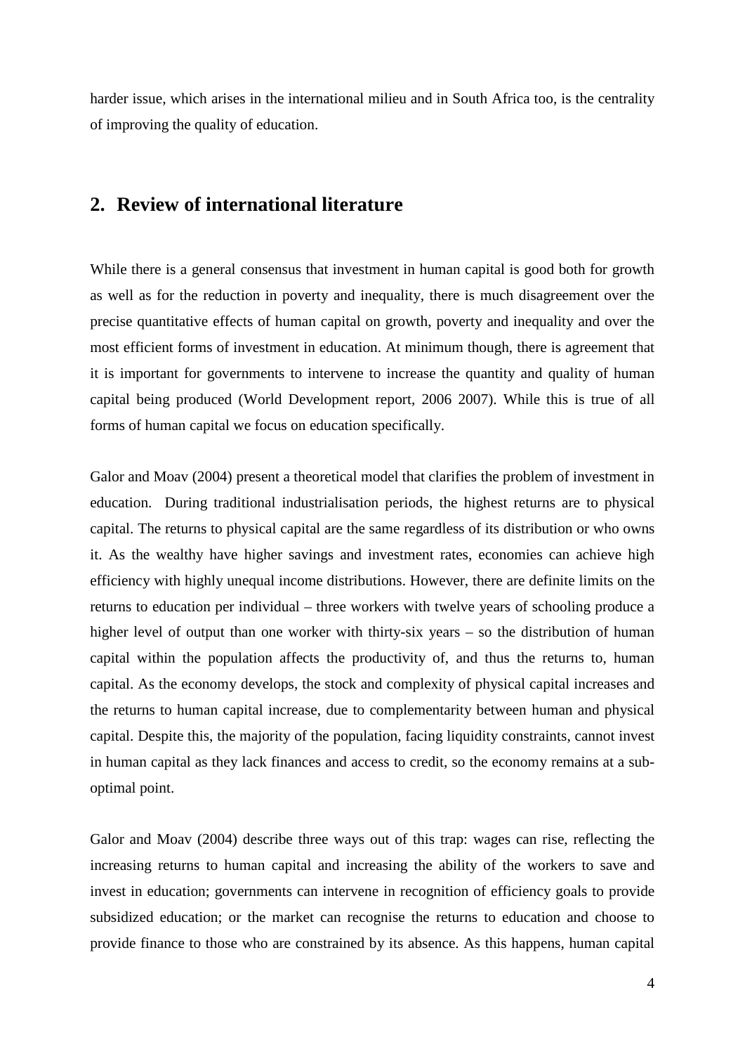harder issue, which arises in the international milieu and in South Africa too, is the centrality of improving the quality of education.

## 2. Review of international literature

While there is a general consensus that investment in human capital is good both for growth as well as for the reduction in poverty and inequality, there is much disagreement over the precise quantitative effects of human capital on growth, poverty and inequality and over the most efficient forms of investment in education. At minimum though, there is agreement that it is important for governments to intervene to increase the quantity and quality of human capital being produced (World Development report, 2006 2007). While this is true of all forms of human capital we focus on education specifically.

Galor and Moav (2004) present a theoretical model that clarifies the problem of investment in education. During traditional industrialisation periods, the highest returns are to physical capital. The returns to physical capital are the same regardless of its distribution or who owns it. As the wealthy have higher savings and investment rates, economies can achieve high efficiency with highly unequal income distributions. However, there are definite limits on the returns to education per individual – three workers with twelve years of schooling produce a higher level of output than one worker with thirty-six years – so the distribution of human capital within the population affects the productivity of, and thus the returns to, human capital. As the economy develops, the stock and complexity of physical capital increases and the returns to human capital increase, due to complementarity between human and physical capital. Despite this, the majority of the population, facing liquidity constraints, cannot invest in human capital as they lack finances and access to credit, so the economy remains at a sub-optimal point.

Galor and Moav (2004) describe three ways out of this trap: wages can rise, reflecting the increasing returns to human capital and increasing the ability of the workers to save and invest in education; governments can intervene in recognition of efficiency goals to provide subsidized education; or the market can recognise the returns to education and choose to provide finance to those who are constrained by its absence. As this happens, human capital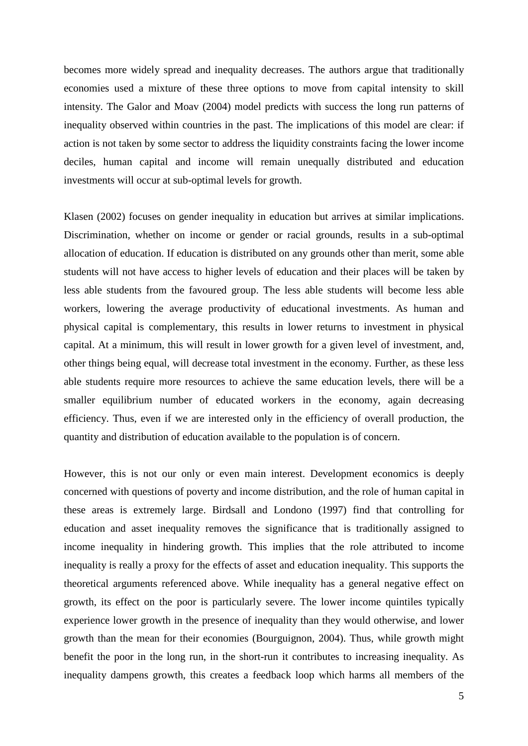becomes more widely spread and inequality decreases. The authors argue that traditionally economies used a mixture of these three options to move from capital intensity to skill intensity. The Galor and Moav (2004) model predicts with success the long run patterns of inequality observed within countries in the past. The implications of this model are clear: if action is not taken by some sector to address the liquidity constraints facing the lower income deciles, human capital and income will remain unequally distributed and education investments will occur at sub-optimal levels for growth.

Klasen (2002) focuses on gender inequality in education but arrives at similar implications. Discrimination, whether on income or gender or racial grounds, results in a sub-optimal allocation of education. If education is distributed on any grounds other than merit, some able students will not have access to higher levels of education and their places will be taken by less able students from the favoured group. The less able students will become less able workers, lowering the average productivity of educational investments. As human and physical capital is complementary, this results in lower returns to investment in physical capital. At a minimum, this will result in lower growth for a given level of investment, and, other things being equal, will decrease total investment in the economy. Further, as these less able students require more resources to achieve the same education levels, there will be a smaller equilibrium number of educated workers in the economy, again decreasing efficiency. Thus, even if we are interested only in the efficiency of overall production, the quantity and distribution of education available to the population is of concern.

However, this is not our only or even main interest. Development economics is deeply concerned with questions of poverty and income distribution, and the role of human capital in these areas is extremely large. Birdsall and Londono (1997) find that controlling for education and asset inequality removes the significance that is traditionally assigned to income inequality in hindering growth. This implies that the role attributed to income inequality is really a proxy for the effects of asset and education inequality. This supports the theoretical arguments referenced above. While inequality has a general negative effect on growth, its effect on the poor is particularly severe. The lower income quintiles typically experience lower growth in the presence of inequality than they would otherwise, and lower growth than the mean for their economies (Bourguignon, 2004). Thus, while growth might benefit the poor in the long run, in the short-run it contributes to increasing inequality. As inequality dampens growth, this creates a feedback loop which harms all members of the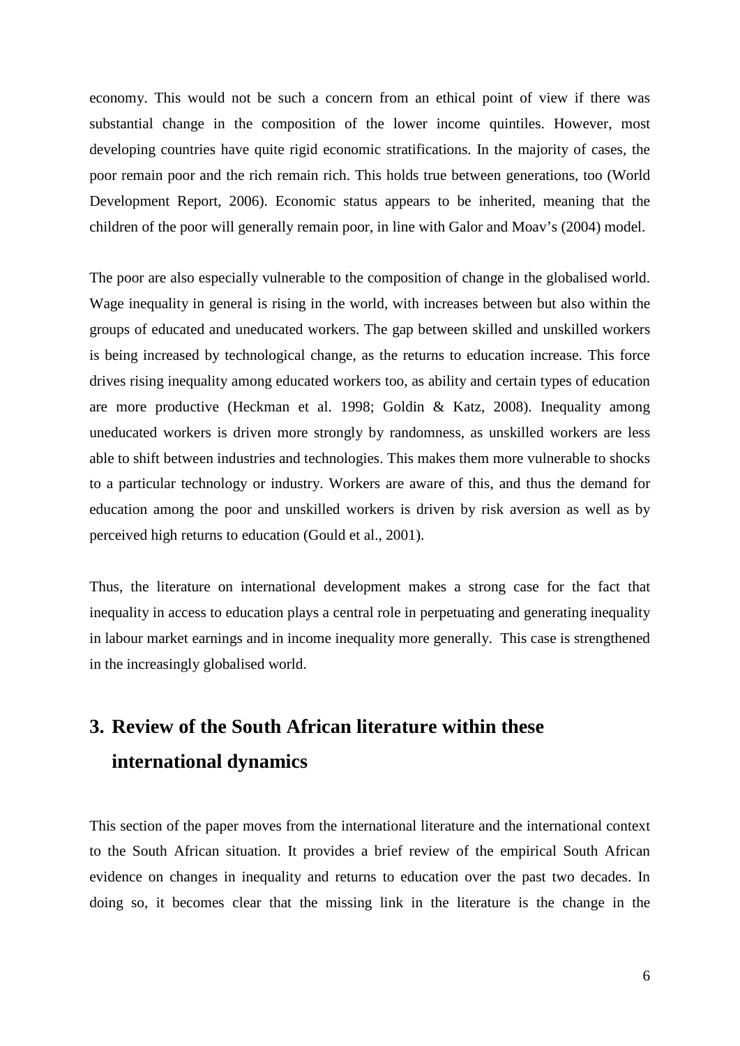economy. This would not be such a concern from an ethical point of view if there was substantial change in the composition of the lower income quintiles. However, most developing countries have quite rigid economic stratifications. In the majority of cases, the poor remain poor and the rich remain rich. This holds true between generations, too (World Development Report, 2006). Economic status appears to be inherited, meaning that the children of the poor will generally remain poor, in line with Galor and Moav's (2004) model.

The poor are also especially vulnerable to the composition of change in the globalised world. Wage inequality in general is rising in the world, with increases between but also within the groups of educated and uneducated workers. The gap between skilled and unskilled workers is being increased by technological change, as the returns to education increase. This force drives rising inequality among educated workers too, as ability and certain types of education are more productive (Heckman et al. 1998; Goldin & Katz, 2008). Inequality among uneducated workers is driven more strongly by randomness, as unskilled workers are less able to shift between industries and technologies. This makes them more vulnerable to shocks to a particular technology or industry. Workers are aware of this, and thus the demand for education among the poor and unskilled workers is driven by risk aversion as well as by perceived high returns to education (Gould et al., 2001).

Thus, the literature on international development makes a strong case for the fact that inequality in access to education plays a central role in perpetuating and generating inequality in labour market earnings and in income inequality more generally. This case is strengthened in the increasingly globalised world.

# 3. Review of the South African literature within these international dynamics

This section of the paper moves from the international literature and the international context to the South African situation. It provides a brief review of the empirical South African evidence on changes in inequality and returns to education over the past two decades. In doing so, it becomes clear that the missing link in the literature is the change in the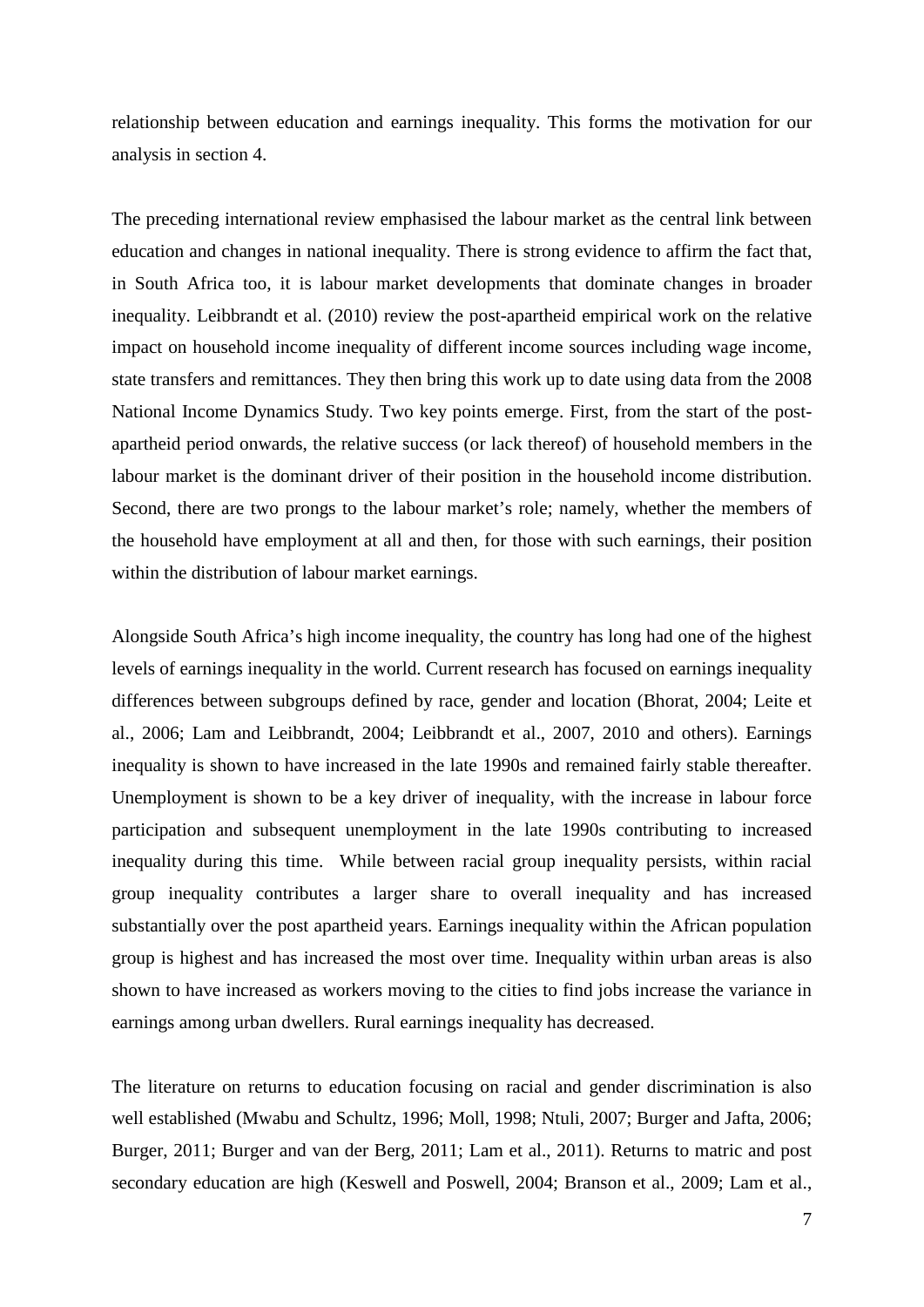relationship between education and earnings inequality. This forms the motivation for our analysis in section 4.

The preceding international review emphasised the labour market as the central link between education and changes in national inequality. There is strong evidence to affirm the fact that, in South Africa too, it is labour market developments that dominate changes in broader inequality. Leibbrandt et al. (2010) review the post-apartheid empirical work on the relative impact on household income inequality of different income sources including wage income, state transfers and remittances. They then bring this work up to date using data from the 2008 National Income Dynamics Study. Two key points emerge. First, from the start of the post-apartheid period onwards, the relative success (or lack thereof) of household members in the labour market is the dominant driver of their position in the household income distribution. Second, there are two prongs to the labour market's role; namely, whether the members of the household have employment at all and then, for those with such earnings, their position within the distribution of labour market earnings.

Alongside South Africa's high income inequality, the country has long had one of the highest levels of earnings inequality in the world. Current research has focused on earnings inequality differences between subgroups defined by race, gender and location (Bhorat, 2004; Leite et al., 2006; Lam and Leibbrandt, 2004; Leibbrandt et al., 2007, 2010 and others). Earnings inequality is shown to have increased in the late 1990s and remained fairly stable thereafter. Unemployment is shown to be a key driver of inequality, with the increase in labour force participation and subsequent unemployment in the late 1990s contributing to increased inequality during this time. While between racial group inequality persists, within racial group inequality contributes a larger share to overall inequality and has increased substantially over the post apartheid years. Earnings inequality within the African population group is highest and has increased the most over time. Inequality within urban areas is also shown to have increased as workers moving to the cities to find jobs increase the variance in earnings among urban dwellers. Rural earnings inequality has decreased.

The literature on returns to education focusing on racial and gender discrimination is also well established (Mwabu and Schultz, 1996; Moll, 1998; Ntuli, 2007; Burger and Jafta, 2006; Burger, 2011; Burger and van der Berg, 2011; Lam et al., 2011). Returns to matric and post secondary education are high (Keswell and Poswell, 2004; Branson et al., 2009; Lam et al.,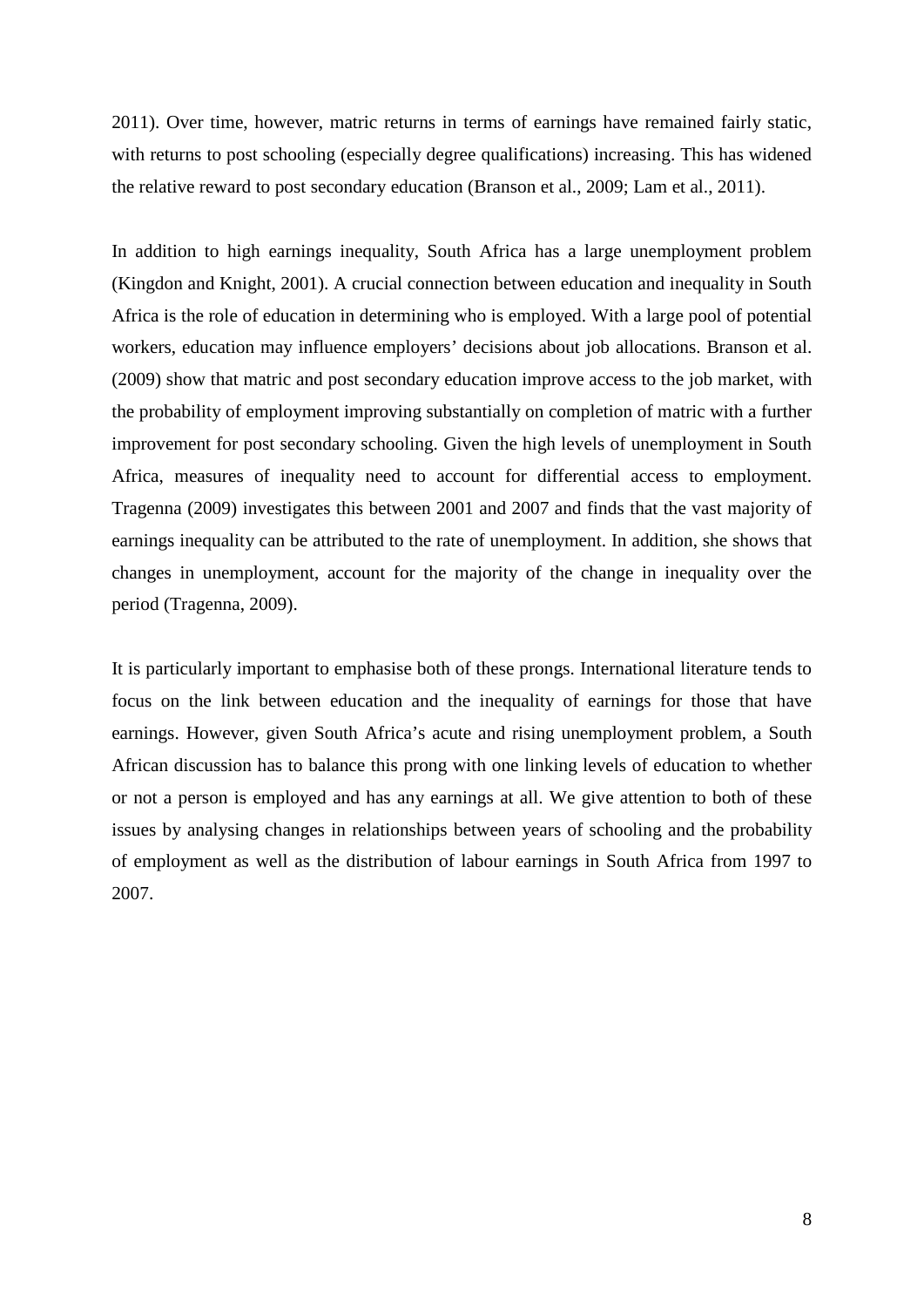2011). Over time, however, matric returns in terms of earnings have remained fairly static, with returns to post schooling (especially degree qualifications) increasing. This has widened the relative reward to post secondary education (Branson et al., 2009; Lam et al., 2011).

In addition to high earnings inequality, South Africa has a large unemployment problem (Kingdon and Knight, 2001). A crucial connection between education and inequality in South Africa is the role of education in determining who is employed. With a large pool of potential workers, education may influence employers' decisions about job allocations. Branson et al. (2009) show that matric and post secondary education improve access to the job market, with the probability of employment improving substantially on completion of matric with a further improvement for post secondary schooling. Given the high levels of unemployment in South Africa, measures of inequality need to account for differential access to employment. Tragenna (2009) investigates this between 2001 and 2007 and finds that the vast majority of earnings inequality can be attributed to the rate of unemployment. In addition, she shows that changes in unemployment, account for the majority of the change in inequality over the period (Tragenna, 2009).

It is particularly important to emphasise both of these prongs. International literature tends to focus on the link between education and the inequality of earnings for those that have earnings. However, given South Africa's acute and rising unemployment problem, a South African discussion has to balance this prong with one linking levels of education to whether or not a person is employed and has any earnings at all. We give attention to both of these issues by analysing changes in relationships between years of schooling and the probability of employment as well as the distribution of labour earnings in South Africa from 1997 to 2007.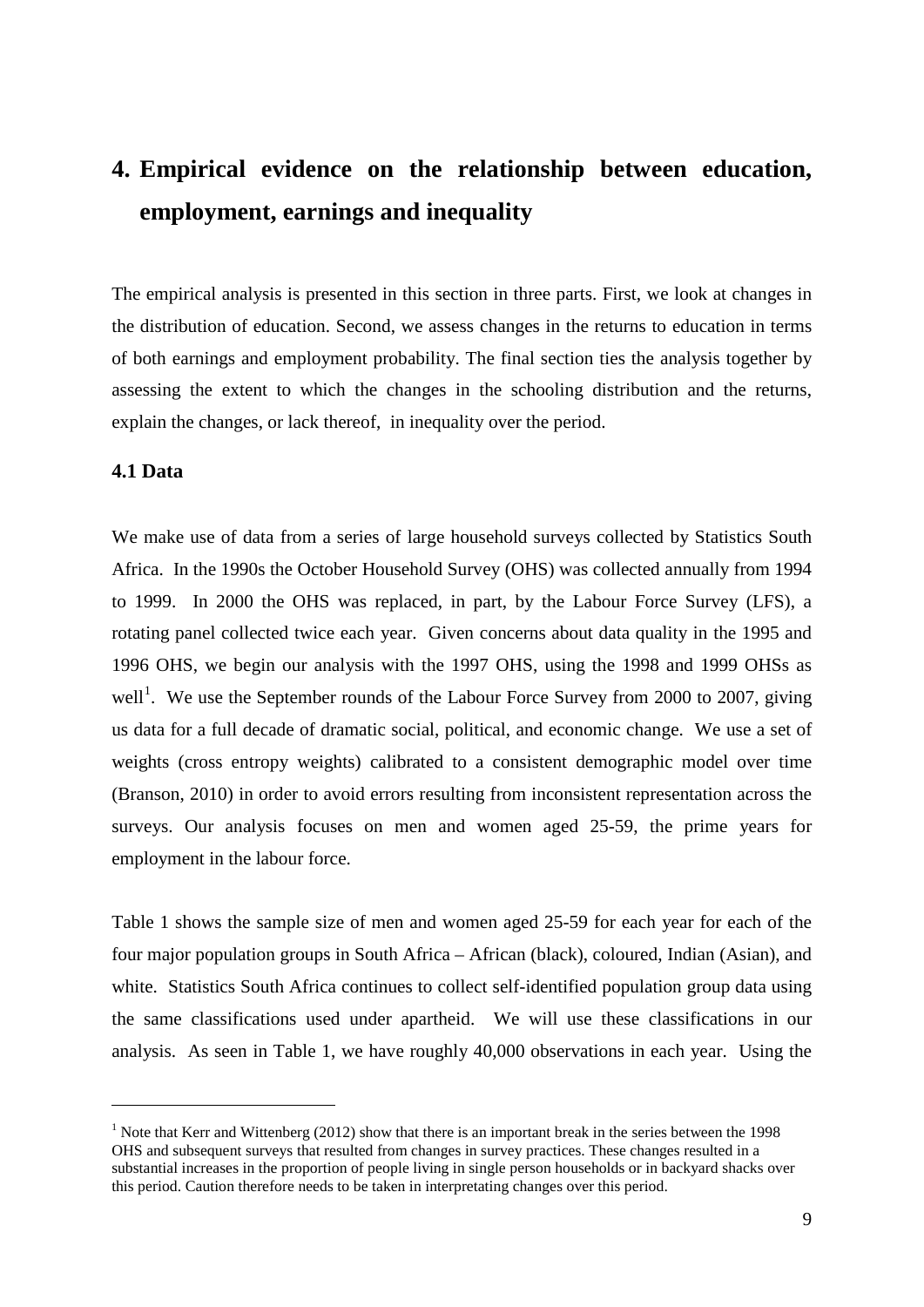# 4. Empirical evidence on the relationship between education, employment, earnings and inequality

The empirical analysis is presented in this section in three parts. First, we look at changes in the distribution of education. Second, we assess changes in the returns to education in terms of both earnings and employment probability. The final section ties the analysis together by assessing the extent to which the changes in the schooling distribution and the returns, explain the changes, or lack thereof, in inequality over the period.

## 4.1 Data

We make use of data from a series of large household surveys collected by Statistics South Africa. In the 1990s the October Household Survey (OHS) was collected annually from 1994 to 1999. In 2000 the OHS was replaced, in part, by the Labour Force Survey (LFS), a rotating panel collected twice each year. Given concerns about data quality in the 1995 and 1996 OHS, we begin our analysis with the 1997 OHS, using the 1998 and 1999 OHSs as well[1]. We use the September rounds of the Labour Force Survey from 2000 to 2007, giving us data for a full decade of dramatic social, political, and economic change. We use a set of weights (cross entropy weights) calibrated to a consistent demographic model over time (Branson, 2010) in order to avoid errors resulting from inconsistent representation across the surveys. Our analysis focuses on men and women aged 25-59, the prime years for employment in the labour force.

Table 1 shows the sample size of men and women aged 25-59 for each year for each of the four major population groups in South Africa – African (black), coloured, Indian (Asian), and white. Statistics South Africa continues to collect self-identified population group data using the same classifications used under apartheid. We will use these classifications in our analysis. As seen in Table 1, we have roughly 40,000 observations in each year. Using the

[1] Note that Kerr and Wittenberg (2012) show that there is an important break in the series between the 1998 OHS and subsequent surveys that resulted from changes in survey practices. These changes resulted in a substantial increases in the proportion of people living in single person households or in backyard shacks over this period. Caution therefore needs to be taken in interpretating changes over this period.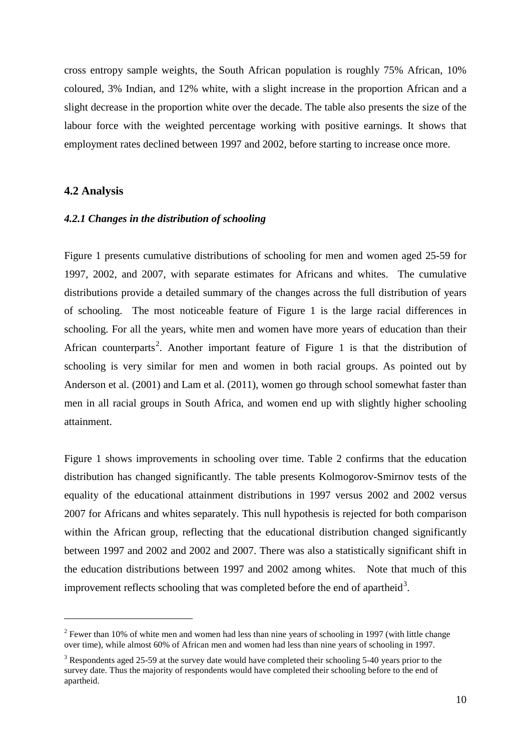cross entropy sample weights, the South African population is roughly 75% African, 10% coloured, 3% Indian, and 12% white, with a slight increase in the proportion African and a slight decrease in the proportion white over the decade. The table also presents the size of the labour force with the weighted percentage working with positive earnings. It shows that employment rates declined between 1997 and 2002, before starting to increase once more.

## 4.2 Analysis

### *4.2.1 Changes in the distribution of schooling*

Figure 1 presents cumulative distributions of schooling for men and women aged 25-59 for 1997, 2002, and 2007, with separate estimates for Africans and whites. The cumulative distributions provide a detailed summary of the changes across the full distribution of years of schooling. The most noticeable feature of Figure 1 is the large racial differences in schooling. For all the years, white men and women have more years of education than their African counterparts[2]. Another important feature of Figure 1 is that the distribution of schooling is very similar for men and women in both racial groups. As pointed out by Anderson et al. (2001) and Lam et al. (2011), women go through school somewhat faster than men in all racial groups in South Africa, and women end up with slightly higher schooling attainment.

Figure 1 shows improvements in schooling over time. Table 2 confirms that the education distribution has changed significantly. The table presents Kolmogorov-Smirnov tests of the equality of the educational attainment distributions in 1997 versus 2002 and 2002 versus 2007 for Africans and whites separately. This null hypothesis is rejected for both comparison within the African group, reflecting that the educational distribution changed significantly between 1997 and 2002 and 2002 and 2007. There was also a statistically significant shift in the education distributions between 1997 and 2002 among whites. Note that much of this improvement reflects schooling that was completed before the end of apartheid[3].

---

[2] Fewer than 10% of white men and women had less than nine years of schooling in 1997 (with little change over time), while almost 60% of African men and women had less than nine years of schooling in 1997.

[3] Respondents aged 25-59 at the survey date would have completed their schooling 5-40 years prior to the survey date. Thus the majority of respondents would have completed their schooling before to the end of apartheid.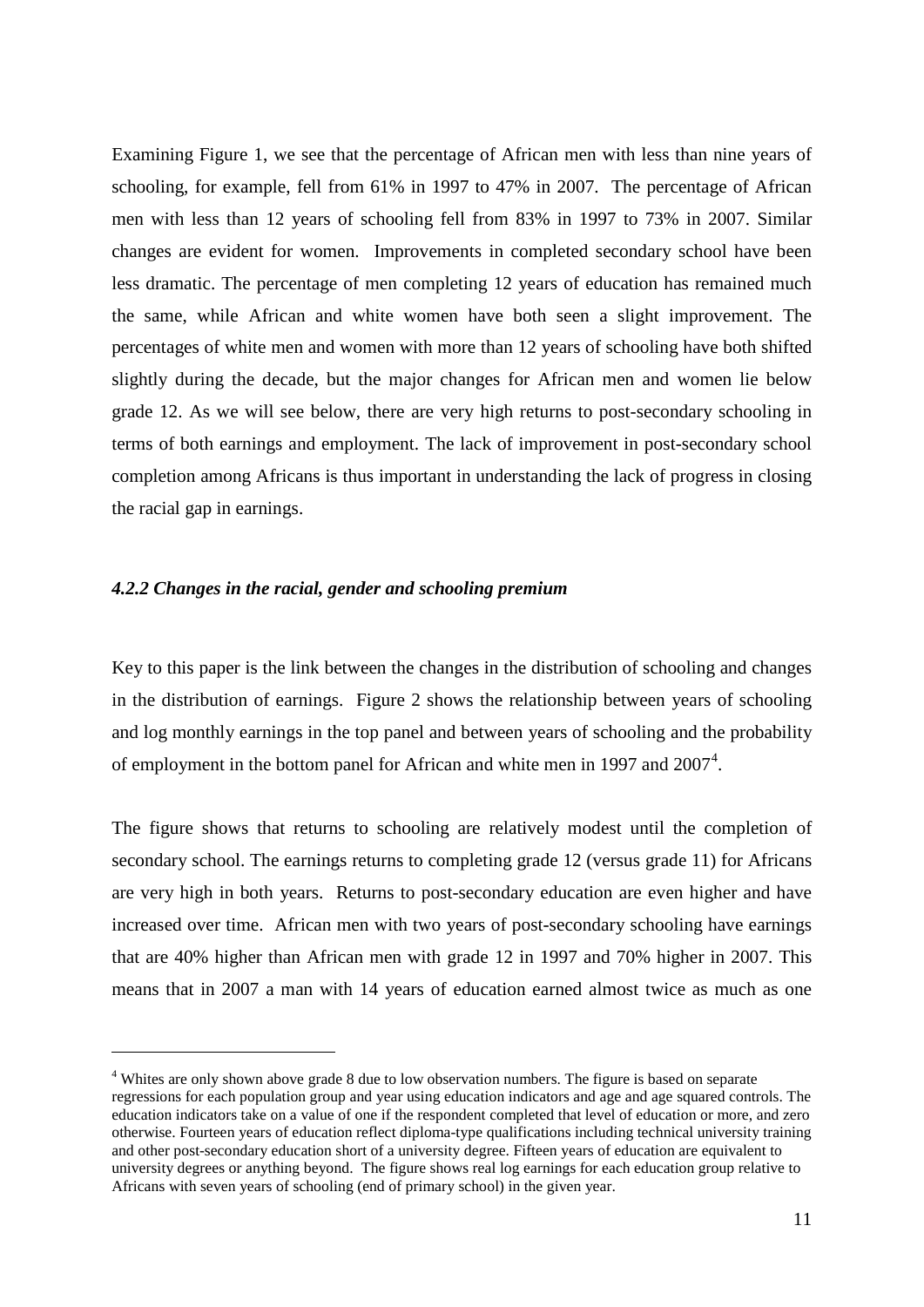Examining Figure 1, we see that the percentage of African men with less than nine years of schooling, for example, fell from 61% in 1997 to 47% in 2007. The percentage of African men with less than 12 years of schooling fell from 83% in 1997 to 73% in 2007. Similar changes are evident for women. Improvements in completed secondary school have been less dramatic. The percentage of men completing 12 years of education has remained much the same, while African and white women have both seen a slight improvement. The percentages of white men and women with more than 12 years of schooling have both shifted slightly during the decade, but the major changes for African men and women lie below grade 12. As we will see below, there are very high returns to post-secondary schooling in terms of both earnings and employment. The lack of improvement in post-secondary school completion among Africans is thus important in understanding the lack of progress in closing the racial gap in earnings.

#### *4.2.2 Changes in the racial, gender and schooling premium*

Key to this paper is the link between the changes in the distribution of schooling and changes in the distribution of earnings. Figure 2 shows the relationship between years of schooling and log monthly earnings in the top panel and between years of schooling and the probability of employment in the bottom panel for African and white men in 1997 and 2007[4].

The figure shows that returns to schooling are relatively modest until the completion of secondary school. The earnings returns to completing grade 12 (versus grade 11) for Africans are very high in both years. Returns to post-secondary education are even higher and have increased over time. African men with two years of post-secondary schooling have earnings that are 40% higher than African men with grade 12 in 1997 and 70% higher in 2007. This means that in 2007 a man with 14 years of education earned almost twice as much as one

---

[4] Whites are only shown above grade 8 due to low observation numbers. The figure is based on separate regressions for each population group and year using education indicators and age and age squared controls. The education indicators take on a value of one if the respondent completed that level of education or more, and zero otherwise. Fourteen years of education reflect diploma-type qualifications including technical university training and other post-secondary education short of a university degree. Fifteen years of education are equivalent to university degrees or anything beyond. The figure shows real log earnings for each education group relative to Africans with seven years of schooling (end of primary school) in the given year.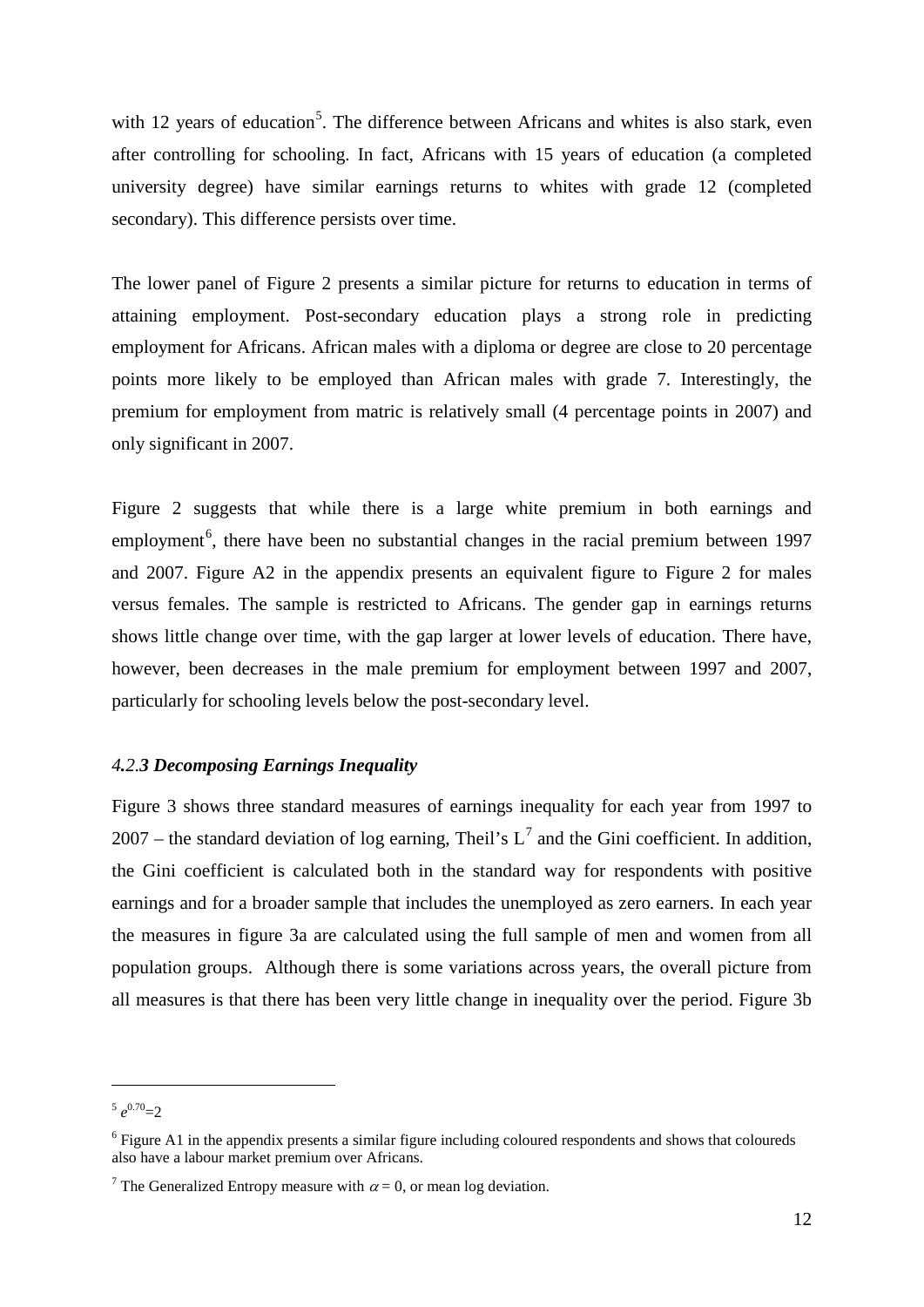with 12 years of education[5]. The difference between Africans and whites is also stark, even after controlling for schooling. In fact, Africans with 15 years of education (a completed university degree) have similar earnings returns to whites with grade 12 (completed secondary). This difference persists over time.

The lower panel of Figure 2 presents a similar picture for returns to education in terms of attaining employment. Post-secondary education plays a strong role in predicting employment for Africans. African males with a diploma or degree are close to 20 percentage points more likely to be employed than African males with grade 7. Interestingly, the premium for employment from matric is relatively small (4 percentage points in 2007) and only significant in 2007.

Figure 2 suggests that while there is a large white premium in both earnings and employment[6], there have been no substantial changes in the racial premium between 1997 and 2007. Figure A2 in the appendix presents an equivalent figure to Figure 2 for males versus females. The sample is restricted to Africans. The gender gap in earnings returns shows little change over time, with the gap larger at lower levels of education. There have, however, been decreases in the male premium for employment between 1997 and 2007, particularly for schooling levels below the post-secondary level.

### *4.2.3 Decomposing Earnings Inequality*

Figure 3 shows three standard measures of earnings inequality for each year from 1997 to 2007 – the standard deviation of log earning, Theil's L[7] and the Gini coefficient. In addition, the Gini coefficient is calculated both in the standard way for respondents with positive earnings and for a broader sample that includes the unemployed as zero earners. In each year the measures in figure 3a are calculated using the full sample of men and women from all population groups. Although there is some variations across years, the overall picture from all measures is that there has been very little change in inequality over the period. Figure 3b

---

[5] $e^{0.70}=2$

[6] Figure A1 in the appendix presents a similar figure including coloured respondents and shows that coloureds also have a labour market premium over Africans.

[7] The Generalized Entropy measure with $\alpha = 0$, or mean log deviation.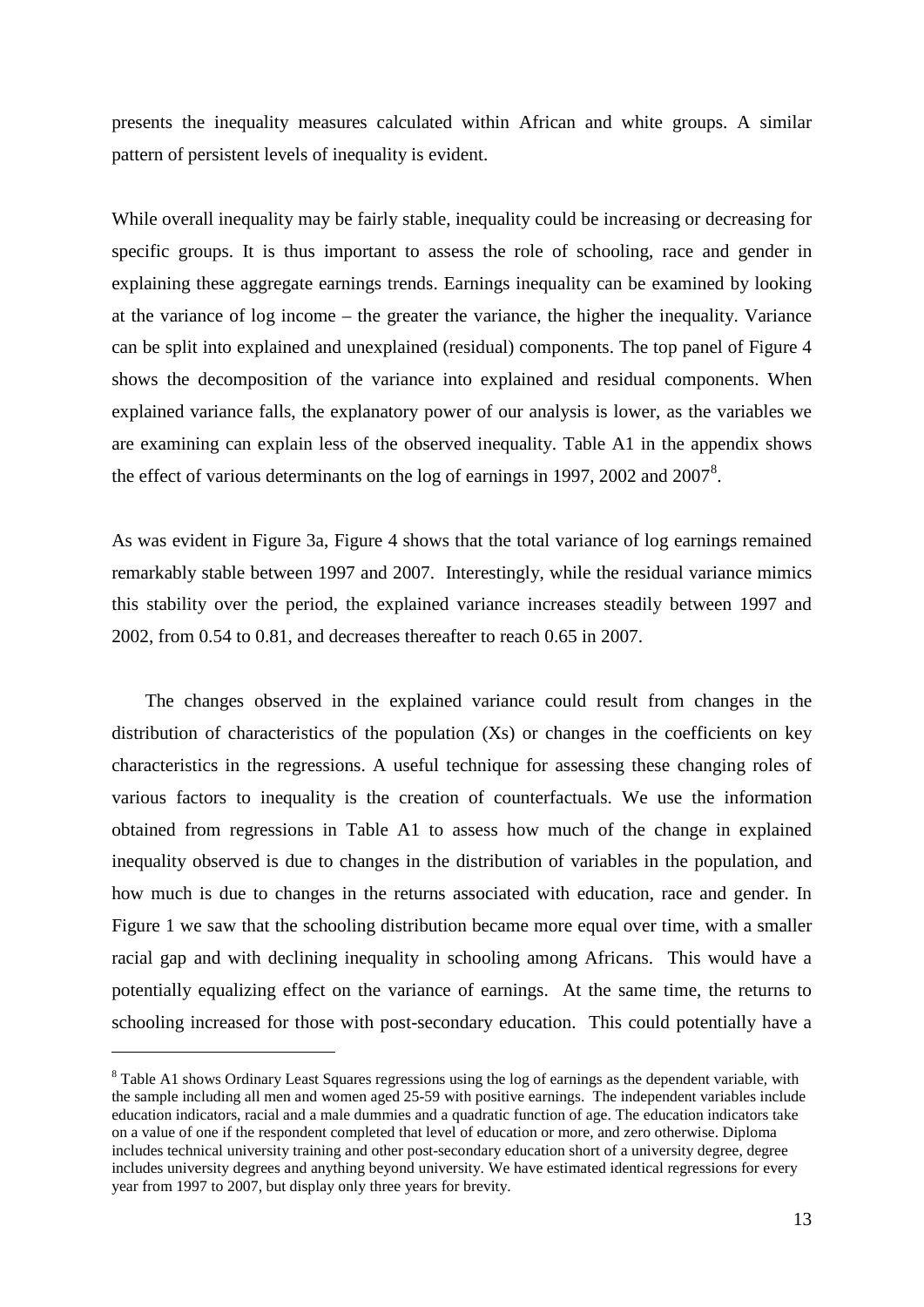presents the inequality measures calculated within African and white groups. A similar pattern of persistent levels of inequality is evident.

While overall inequality may be fairly stable, inequality could be increasing or decreasing for specific groups. It is thus important to assess the role of schooling, race and gender in explaining these aggregate earnings trends. Earnings inequality can be examined by looking at the variance of log income – the greater the variance, the higher the inequality. Variance can be split into explained and unexplained (residual) components. The top panel of Figure 4 shows the decomposition of the variance into explained and residual components. When explained variance falls, the explanatory power of our analysis is lower, as the variables we are examining can explain less of the observed inequality. Table A1 in the appendix shows the effect of various determinants on the log of earnings in 1997, 2002 and 2007[8].

As was evident in Figure 3a, Figure 4 shows that the total variance of log earnings remained remarkably stable between 1997 and 2007. Interestingly, while the residual variance mimics this stability over the period, the explained variance increases steadily between 1997 and 2002, from 0.54 to 0.81, and decreases thereafter to reach 0.65 in 2007.

The changes observed in the explained variance could result from changes in the distribution of characteristics of the population (Xs) or changes in the coefficients on key characteristics in the regressions. A useful technique for assessing these changing roles of various factors to inequality is the creation of counterfactuals. We use the information obtained from regressions in Table A1 to assess how much of the change in explained inequality observed is due to changes in the distribution of variables in the population, and how much is due to changes in the returns associated with education, race and gender. In Figure 1 we saw that the schooling distribution became more equal over time, with a smaller racial gap and with declining inequality in schooling among Africans. This would have a potentially equalizing effect on the variance of earnings. At the same time, the returns to schooling increased for those with post-secondary education. This could potentially have a

[8] Table A1 shows Ordinary Least Squares regressions using the log of earnings as the dependent variable, with the sample including all men and women aged 25-59 with positive earnings. The independent variables include education indicators, racial and a male dummies and a quadratic function of age. The education indicators take on a value of one if the respondent completed that level of education or more, and zero otherwise. Diploma includes technical university training and other post-secondary education short of a university degree, degree includes university degrees and anything beyond university. We have estimated identical regressions for every year from 1997 to 2007, but display only three years for brevity.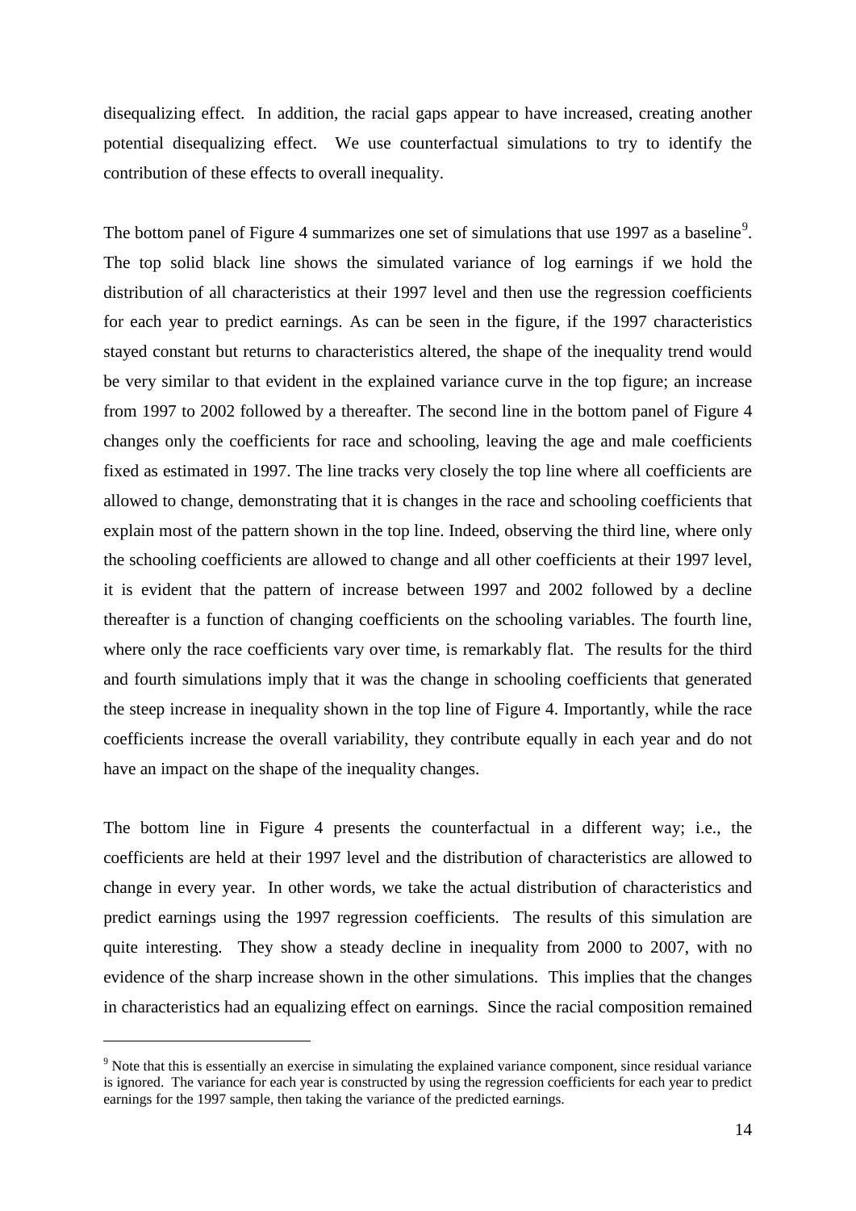disequalizing effect. In addition, the racial gaps appear to have increased, creating another potential disequalizing effect. We use counterfactual simulations to try to identify the contribution of these effects to overall inequality.

The bottom panel of Figure 4 summarizes one set of simulations that use 1997 as a baseline[9]. The top solid black line shows the simulated variance of log earnings if we hold the distribution of all characteristics at their 1997 level and then use the regression coefficients for each year to predict earnings. As can be seen in the figure, if the 1997 characteristics stayed constant but returns to characteristics altered, the shape of the inequality trend would be very similar to that evident in the explained variance curve in the top figure; an increase from 1997 to 2002 followed by a thereafter. The second line in the bottom panel of Figure 4 changes only the coefficients for race and schooling, leaving the age and male coefficients fixed as estimated in 1997. The line tracks very closely the top line where all coefficients are allowed to change, demonstrating that it is changes in the race and schooling coefficients that explain most of the pattern shown in the top line. Indeed, observing the third line, where only the schooling coefficients are allowed to change and all other coefficients at their 1997 level, it is evident that the pattern of increase between 1997 and 2002 followed by a decline thereafter is a function of changing coefficients on the schooling variables. The fourth line, where only the race coefficients vary over time, is remarkably flat. The results for the third and fourth simulations imply that it was the change in schooling coefficients that generated the steep increase in inequality shown in the top line of Figure 4. Importantly, while the race coefficients increase the overall variability, they contribute equally in each year and do not have an impact on the shape of the inequality changes.

The bottom line in Figure 4 presents the counterfactual in a different way; i.e., the coefficients are held at their 1997 level and the distribution of characteristics are allowed to change in every year. In other words, we take the actual distribution of characteristics and predict earnings using the 1997 regression coefficients. The results of this simulation are quite interesting. They show a steady decline in inequality from 2000 to 2007, with no evidence of the sharp increase shown in the other simulations. This implies that the changes in characteristics had an equalizing effect on earnings. Since the racial composition remained

[9] Note that this is essentially an exercise in simulating the explained variance component, since residual variance is ignored. The variance for each year is constructed by using the regression coefficients for each year to predict earnings for the 1997 sample, then taking the variance of the predicted earnings.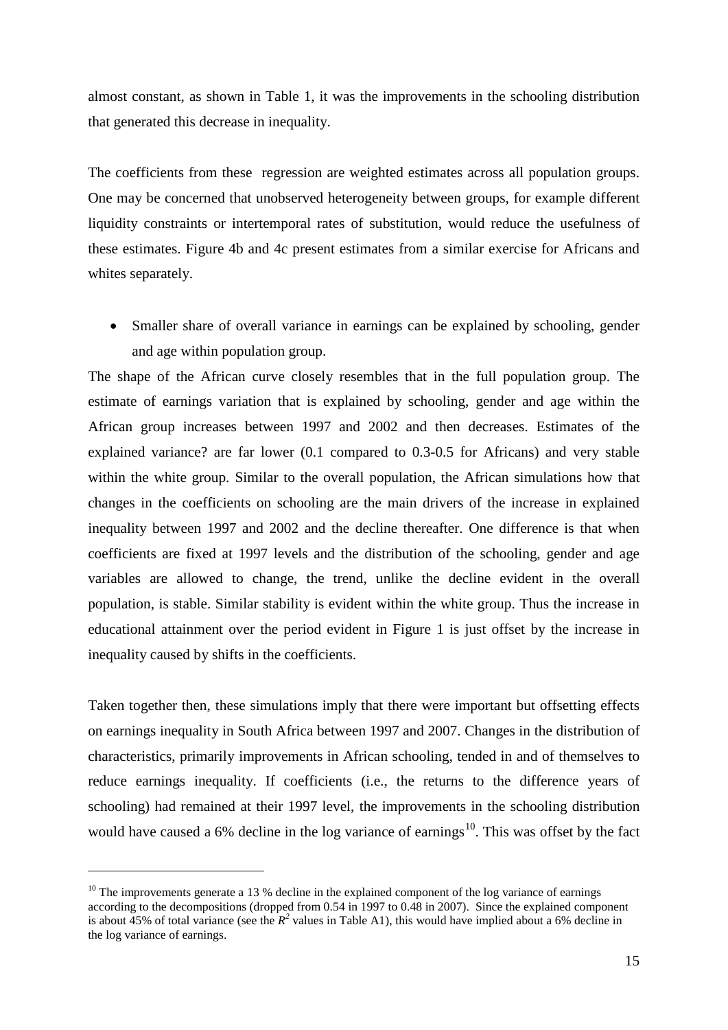almost constant, as shown in Table 1, it was the improvements in the schooling distribution that generated this decrease in inequality.

The coefficients from these regression are weighted estimates across all population groups. One may be concerned that unobserved heterogeneity between groups, for example different liquidity constraints or intertemporal rates of substitution, would reduce the usefulness of these estimates. Figure 4b and 4c present estimates from a similar exercise for Africans and whites separately.

- Smaller share of overall variance in earnings can be explained by schooling, gender and age within population group.

The shape of the African curve closely resembles that in the full population group. The estimate of earnings variation that is explained by schooling, gender and age within the African group increases between 1997 and 2002 and then decreases. Estimates of the explained variance? are far lower (0.1 compared to 0.3-0.5 for Africans) and very stable within the white group. Similar to the overall population, the African simulations how that changes in the coefficients on schooling are the main drivers of the increase in explained inequality between 1997 and 2002 and the decline thereafter. One difference is that when coefficients are fixed at 1997 levels and the distribution of the schooling, gender and age variables are allowed to change, the trend, unlike the decline evident in the overall population, is stable. Similar stability is evident within the white group. Thus the increase in educational attainment over the period evident in Figure 1 is just offset by the increase in inequality caused by shifts in the coefficients.

Taken together then, these simulations imply that there were important but offsetting effects on earnings inequality in South Africa between 1997 and 2007. Changes in the distribution of characteristics, primarily improvements in African schooling, tended in and of themselves to reduce earnings inequality. If coefficients (i.e., the returns to the difference years of schooling) had remained at their 1997 level, the improvements in the schooling distribution would have caused a 6% decline in the log variance of earnings[10]. This was offset by the fact

[10] The improvements generate a 13 % decline in the explained component of the log variance of earnings according to the decompositions (dropped from 0.54 in 1997 to 0.48 in 2007). Since the explained component is about 45% of total variance (see the $R^2$ values in Table A1), this would have implied about a 6% decline in the log variance of earnings.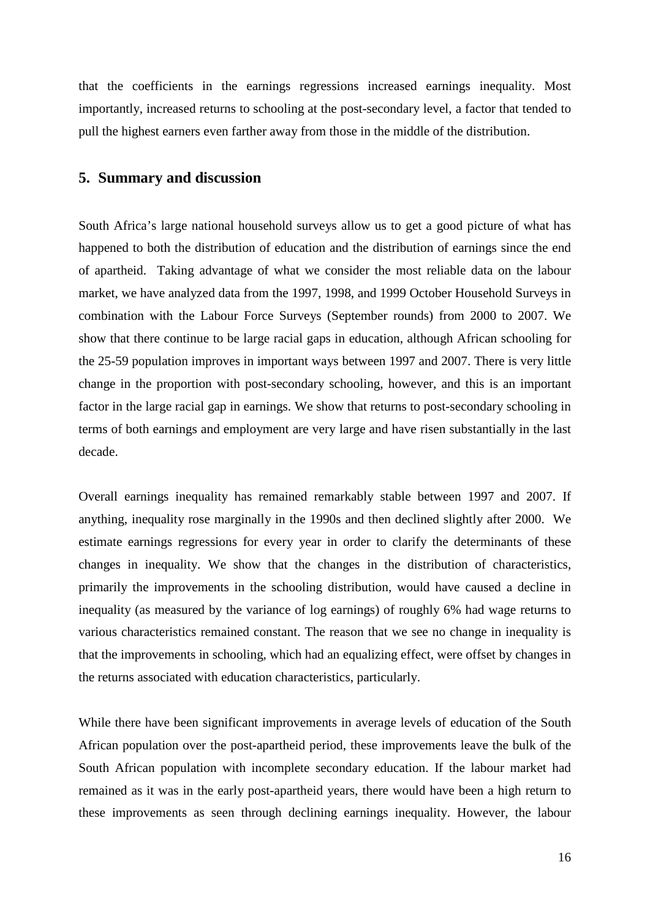that the coefficients in the earnings regressions increased earnings inequality. Most importantly, increased returns to schooling at the post-secondary level, a factor that tended to pull the highest earners even farther away from those in the middle of the distribution.

## 5. Summary and discussion

South Africa's large national household surveys allow us to get a good picture of what has happened to both the distribution of education and the distribution of earnings since the end of apartheid. Taking advantage of what we consider the most reliable data on the labour market, we have analyzed data from the 1997, 1998, and 1999 October Household Surveys in combination with the Labour Force Surveys (September rounds) from 2000 to 2007. We show that there continue to be large racial gaps in education, although African schooling for the 25-59 population improves in important ways between 1997 and 2007. There is very little change in the proportion with post-secondary schooling, however, and this is an important factor in the large racial gap in earnings. We show that returns to post-secondary schooling in terms of both earnings and employment are very large and have risen substantially in the last decade.

Overall earnings inequality has remained remarkably stable between 1997 and 2007. If anything, inequality rose marginally in the 1990s and then declined slightly after 2000. We estimate earnings regressions for every year in order to clarify the determinants of these changes in inequality. We show that the changes in the distribution of characteristics, primarily the improvements in the schooling distribution, would have caused a decline in inequality (as measured by the variance of log earnings) of roughly 6% had wage returns to various characteristics remained constant. The reason that we see no change in inequality is that the improvements in schooling, which had an equalizing effect, were offset by changes in the returns associated with education characteristics, particularly.

While there have been significant improvements in average levels of education of the South African population over the post-apartheid period, these improvements leave the bulk of the South African population with incomplete secondary education. If the labour market had remained as it was in the early post-apartheid years, there would have been a high return to these improvements as seen through declining earnings inequality. However, the labour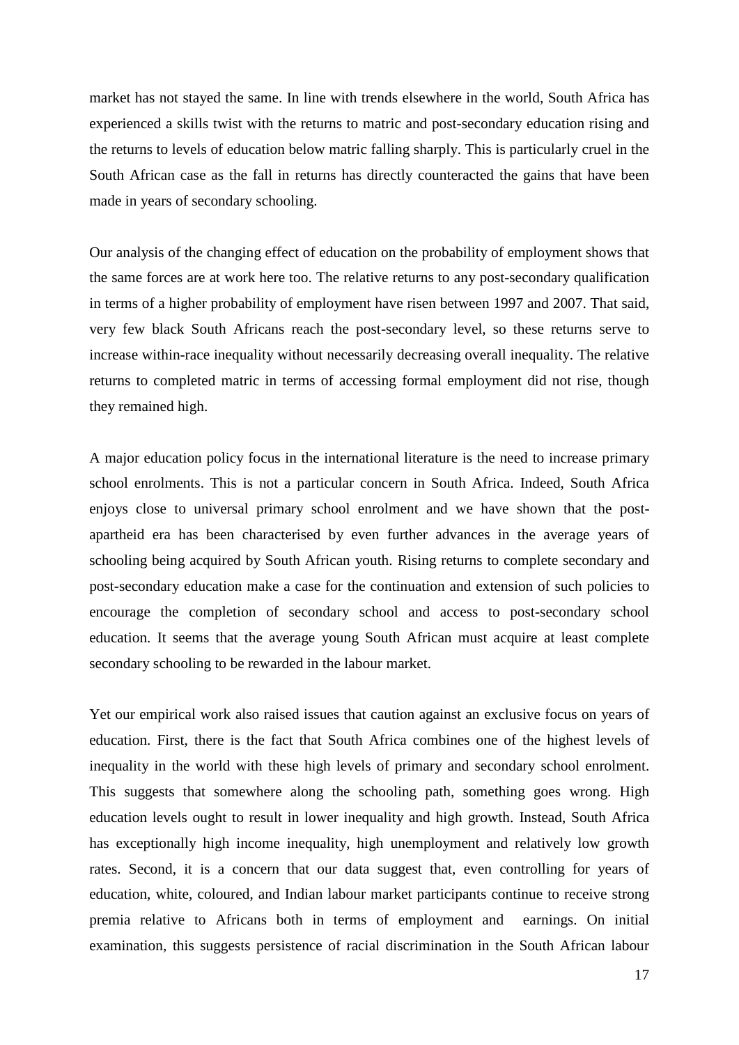market has not stayed the same. In line with trends elsewhere in the world, South Africa has experienced a skills twist with the returns to matric and post-secondary education rising and the returns to levels of education below matric falling sharply. This is particularly cruel in the South African case as the fall in returns has directly counteracted the gains that have been made in years of secondary schooling.

Our analysis of the changing effect of education on the probability of employment shows that the same forces are at work here too. The relative returns to any post-secondary qualification in terms of a higher probability of employment have risen between 1997 and 2007. That said, very few black South Africans reach the post-secondary level, so these returns serve to increase within-race inequality without necessarily decreasing overall inequality. The relative returns to completed matric in terms of accessing formal employment did not rise, though they remained high.

A major education policy focus in the international literature is the need to increase primary school enrolments. This is not a particular concern in South Africa. Indeed, South Africa enjoys close to universal primary school enrolment and we have shown that the post-apartheid era has been characterised by even further advances in the average years of schooling being acquired by South African youth. Rising returns to complete secondary and post-secondary education make a case for the continuation and extension of such policies to encourage the completion of secondary school and access to post-secondary school education. It seems that the average young South African must acquire at least complete secondary schooling to be rewarded in the labour market.

Yet our empirical work also raised issues that caution against an exclusive focus on years of education. First, there is the fact that South Africa combines one of the highest levels of inequality in the world with these high levels of primary and secondary school enrolment. This suggests that somewhere along the schooling path, something goes wrong. High education levels ought to result in lower inequality and high growth. Instead, South Africa has exceptionally high income inequality, high unemployment and relatively low growth rates. Second, it is a concern that our data suggest that, even controlling for years of education, white, coloured, and Indian labour market participants continue to receive strong premia relative to Africans both in terms of employment and earnings. On initial examination, this suggests persistence of racial discrimination in the South African labour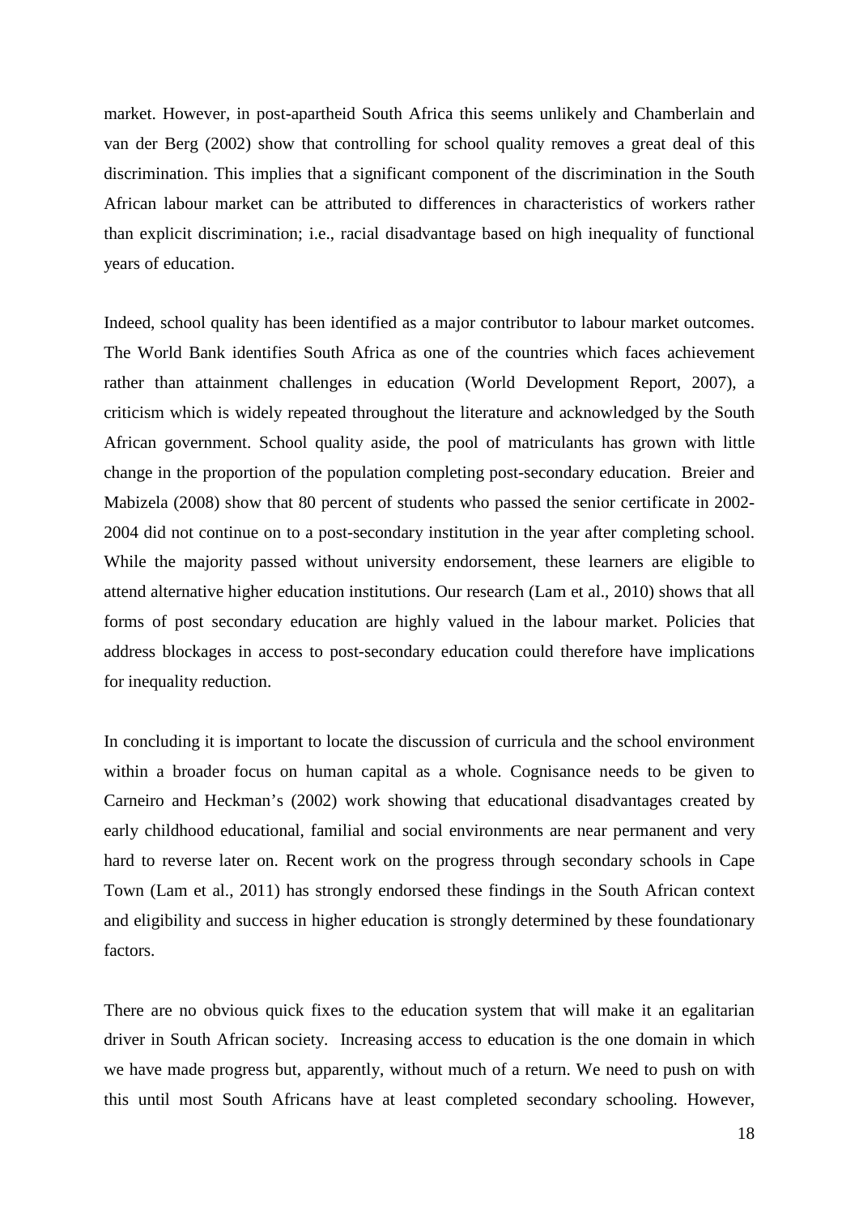market. However, in post-apartheid South Africa this seems unlikely and Chamberlain and van der Berg (2002) show that controlling for school quality removes a great deal of this discrimination. This implies that a significant component of the discrimination in the South African labour market can be attributed to differences in characteristics of workers rather than explicit discrimination; i.e., racial disadvantage based on high inequality of functional years of education.

Indeed, school quality has been identified as a major contributor to labour market outcomes. The World Bank identifies South Africa as one of the countries which faces achievement rather than attainment challenges in education (World Development Report, 2007), a criticism which is widely repeated throughout the literature and acknowledged by the South African government. School quality aside, the pool of matriculants has grown with little change in the proportion of the population completing post-secondary education. Breier and Mabizela (2008) show that 80 percent of students who passed the senior certificate in 2002-2004 did not continue on to a post-secondary institution in the year after completing school. While the majority passed without university endorsement, these learners are eligible to attend alternative higher education institutions. Our research (Lam et al., 2010) shows that all forms of post secondary education are highly valued in the labour market. Policies that address blockages in access to post-secondary education could therefore have implications for inequality reduction.

In concluding it is important to locate the discussion of curricula and the school environment within a broader focus on human capital as a whole. Cognisance needs to be given to Carneiro and Heckman's (2002) work showing that educational disadvantages created by early childhood educational, familial and social environments are near permanent and very hard to reverse later on. Recent work on the progress through secondary schools in Cape Town (Lam et al., 2011) has strongly endorsed these findings in the South African context and eligibility and success in higher education is strongly determined by these foundationary factors.

There are no obvious quick fixes to the education system that will make it an egalitarian driver in South African society. Increasing access to education is the one domain in which we have made progress but, apparently, without much of a return. We need to push on with this until most South Africans have at least completed secondary schooling. However,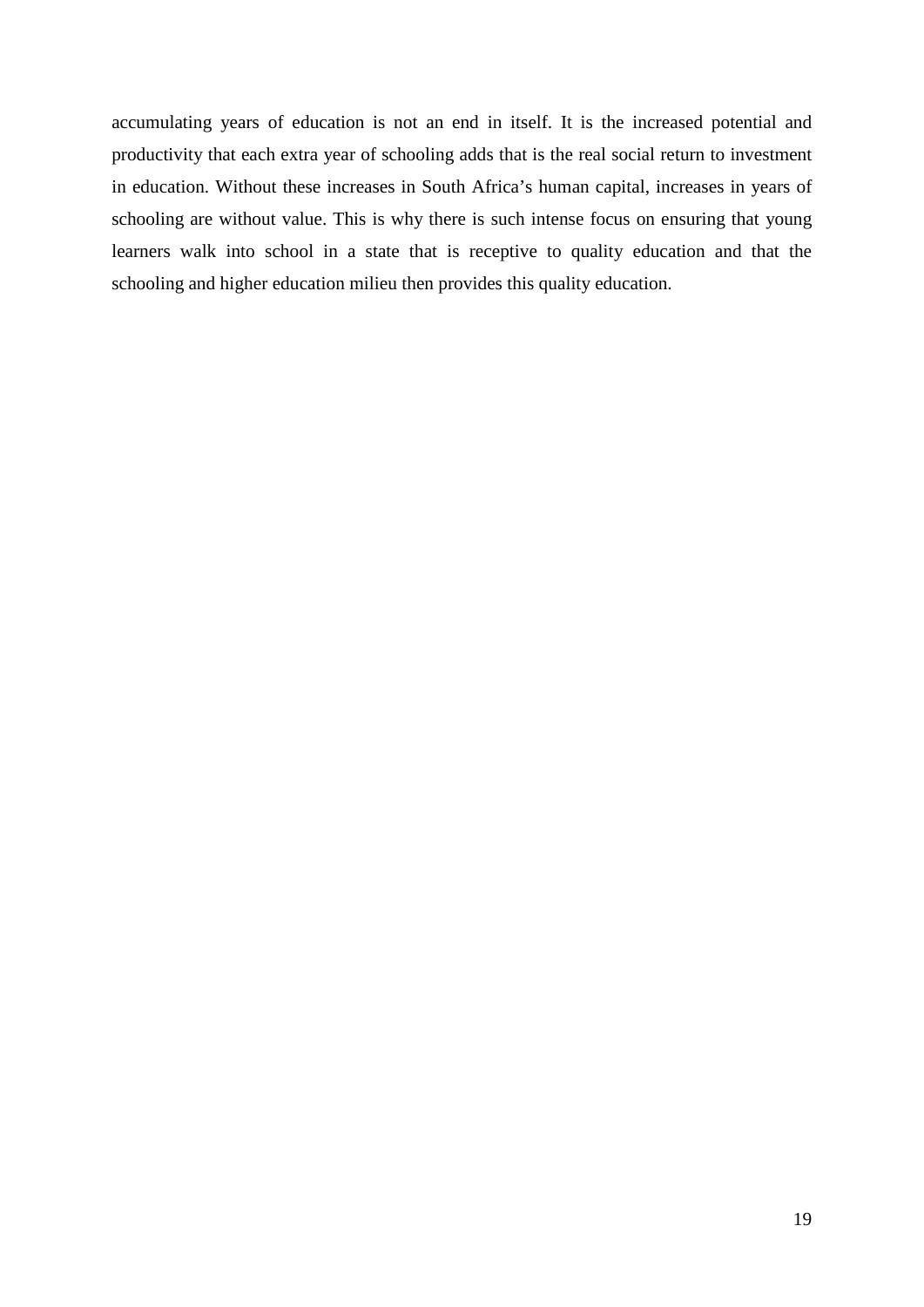accumulating years of education is not an end in itself. It is the increased potential and productivity that each extra year of schooling adds that is the real social return to investment in education. Without these increases in South Africa's human capital, increases in years of schooling are without value. This is why there is such intense focus on ensuring that young learners walk into school in a state that is receptive to quality education and that the schooling and higher education milieu then provides this quality education.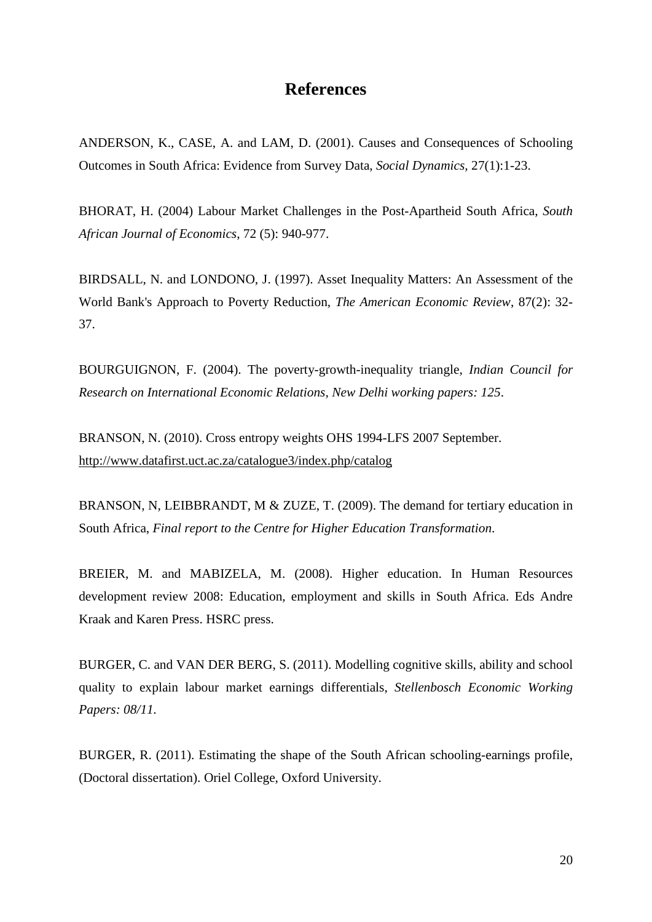# References

ANDERSON, K., CASE, A. and LAM, D. (2001). Causes and Consequences of Schooling Outcomes in South Africa: Evidence from Survey Data, *Social Dynamics*, 27(1):1-23.

BHORAT, H. (2004) Labour Market Challenges in the Post-Apartheid South Africa, *South African Journal of Economics*, 72 (5): 940-977.

BIRDSALL, N. and LONDONO, J. (1997). Asset Inequality Matters: An Assessment of the World Bank's Approach to Poverty Reduction, *The American Economic Review*, 87(2): 32-37.

BOURGUIGNON, F. (2004). The poverty-growth-inequality triangle, *Indian Council for Research on International Economic Relations, New Delhi working papers: 125*.

BRANSON, N. (2010). Cross entropy weights OHS 1994-LFS 2007 September. http://www.datafirst.uct.ac.za/catalogue3/index.php/catalog

BRANSON, N, LEIBBRANDT, M & ZUZE, T. (2009). The demand for tertiary education in South Africa, *Final report to the Centre for Higher Education Transformation*.

BREIER, M. and MABIZELA, M. (2008). Higher education. In Human Resources development review 2008: Education, employment and skills in South Africa. Eds Andre Kraak and Karen Press. HSRC press.

BURGER, C. and VAN DER BERG, S. (2011). Modelling cognitive skills, ability and school quality to explain labour market earnings differentials, *Stellenbosch Economic Working Papers: 08/11*.

BURGER, R. (2011). Estimating the shape of the South African schooling-earnings profile, (Doctoral dissertation). Oriel College, Oxford University.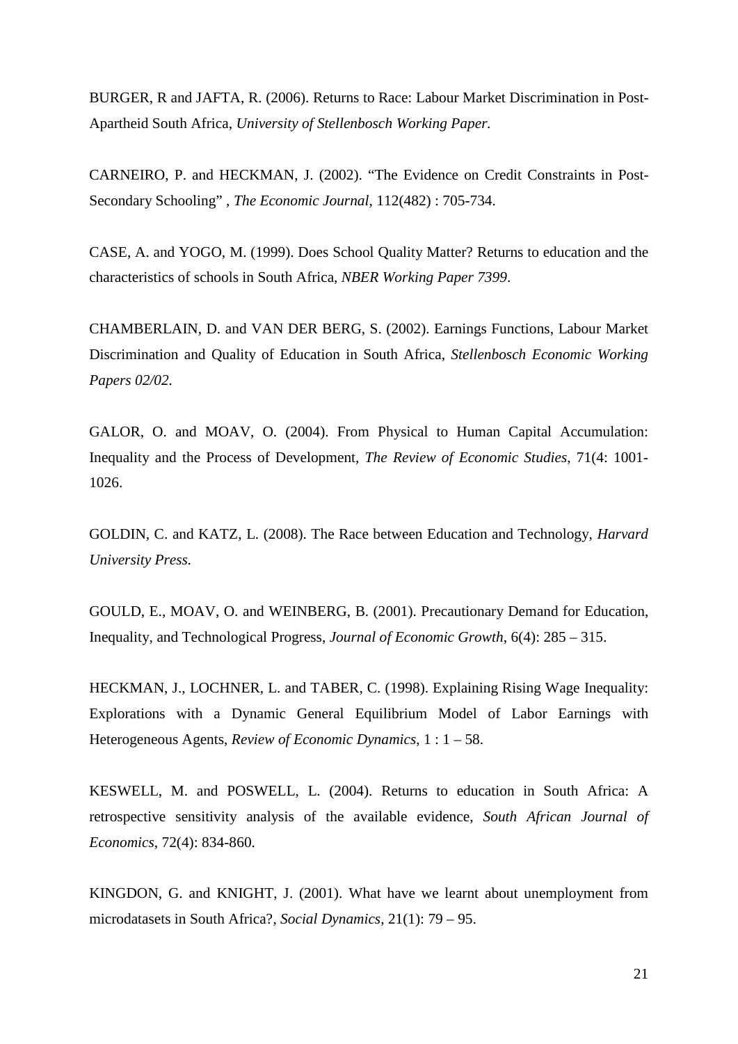BURGER, R and JAFTA, R. (2006). Returns to Race: Labour Market Discrimination in Post-Apartheid South Africa, *University of Stellenbosch Working Paper.*

CARNEIRO, P. and HECKMAN, J. (2002). "The Evidence on Credit Constraints in Post-Secondary Schooling" , *The Economic Journal*, 112(482) : 705-734.

CASE, A. and YOGO, M. (1999). Does School Quality Matter? Returns to education and the characteristics of schools in South Africa, *NBER Working Paper 7399*.

CHAMBERLAIN, D. and VAN DER BERG, S. (2002). Earnings Functions, Labour Market Discrimination and Quality of Education in South Africa, *Stellenbosch Economic Working Papers 02/02.*

GALOR, O. and MOAV, O. (2004). From Physical to Human Capital Accumulation: Inequality and the Process of Development, *The Review of Economic Studies*, 71(4: 1001-1026.

GOLDIN, C. and KATZ, L. (2008). The Race between Education and Technology, *Harvard University Press.*

GOULD, E., MOAV, O. and WEINBERG, B. (2001). Precautionary Demand for Education, Inequality, and Technological Progress, *Journal of Economic Growth*, 6(4): 285 – 315.

HECKMAN, J., LOCHNER, L. and TABER, C. (1998). Explaining Rising Wage Inequality: Explorations with a Dynamic General Equilibrium Model of Labor Earnings with Heterogeneous Agents, *Review of Economic Dynamics*, 1 : 1 – 58.

KESWELL, M. and POSWELL, L. (2004). Returns to education in South Africa: A retrospective sensitivity analysis of the available evidence, *South African Journal of Economics*, 72(4): 834-860.

KINGDON, G. and KNIGHT, J. (2001). What have we learnt about unemployment from microdatasets in South Africa?, *Social Dynamics*, 21(1): 79 – 95.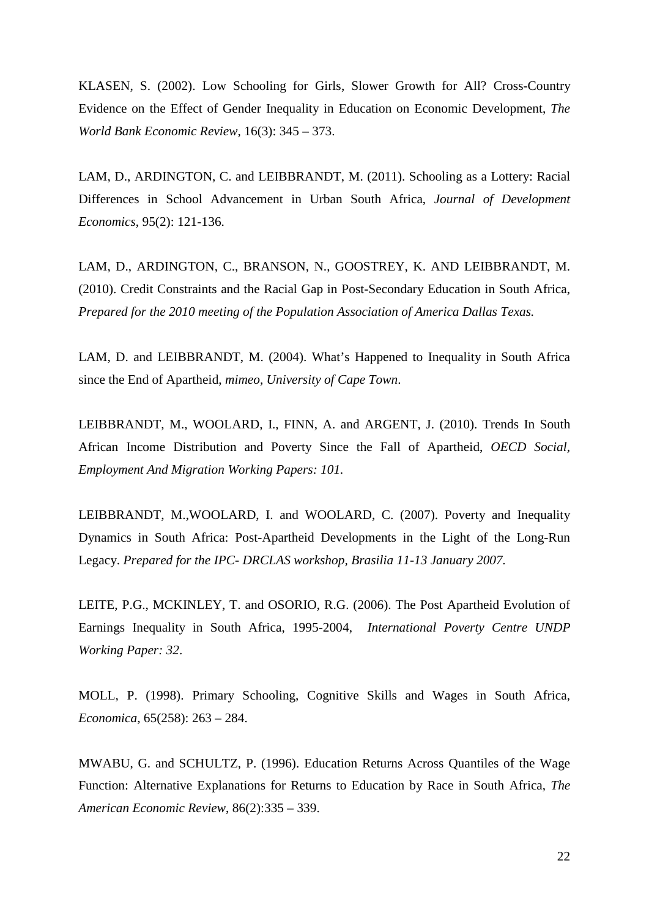KLASEN, S. (2002). Low Schooling for Girls, Slower Growth for All? Cross-Country Evidence on the Effect of Gender Inequality in Education on Economic Development, *The World Bank Economic Review*, 16(3): 345 – 373.

LAM, D., ARDINGTON, C. and LEIBBRANDT, M. (2011). Schooling as a Lottery: Racial Differences in School Advancement in Urban South Africa, *Journal of Development Economics*, 95(2): 121-136.

LAM, D., ARDINGTON, C., BRANSON, N., GOOSTREY, K. AND LEIBBRANDT, M. (2010). Credit Constraints and the Racial Gap in Post-Secondary Education in South Africa, *Prepared for the 2010 meeting of the Population Association of America Dallas Texas.*

LAM, D. and LEIBBRANDT, M. (2004). What's Happened to Inequality in South Africa since the End of Apartheid, *mimeo, University of Cape Town*.

LEIBBRANDT, M., WOOLARD, I., FINN, A. and ARGENT, J. (2010). Trends In South African Income Distribution and Poverty Since the Fall of Apartheid, *OECD Social, Employment And Migration Working Papers: 101*.

LEIBBRANDT, M.,WOOLARD, I. and WOOLARD, C. (2007). Poverty and Inequality Dynamics in South Africa: Post-Apartheid Developments in the Light of the Long-Run Legacy. *Prepared for the IPC- DRCLAS workshop, Brasilia 11-13 January 2007*.

LEITE, P.G., MCKINLEY, T. and OSORIO, R.G. (2006). The Post Apartheid Evolution of Earnings Inequality in South Africa, 1995-2004, *International Poverty Centre UNDP Working Paper: 32*.

MOLL, P. (1998). Primary Schooling, Cognitive Skills and Wages in South Africa, *Economica*, 65(258): 263 – 284.

MWABU, G. and SCHULTZ, P. (1996). Education Returns Across Quantiles of the Wage Function: Alternative Explanations for Returns to Education by Race in South Africa, *The American Economic Review*, 86(2):335 – 339.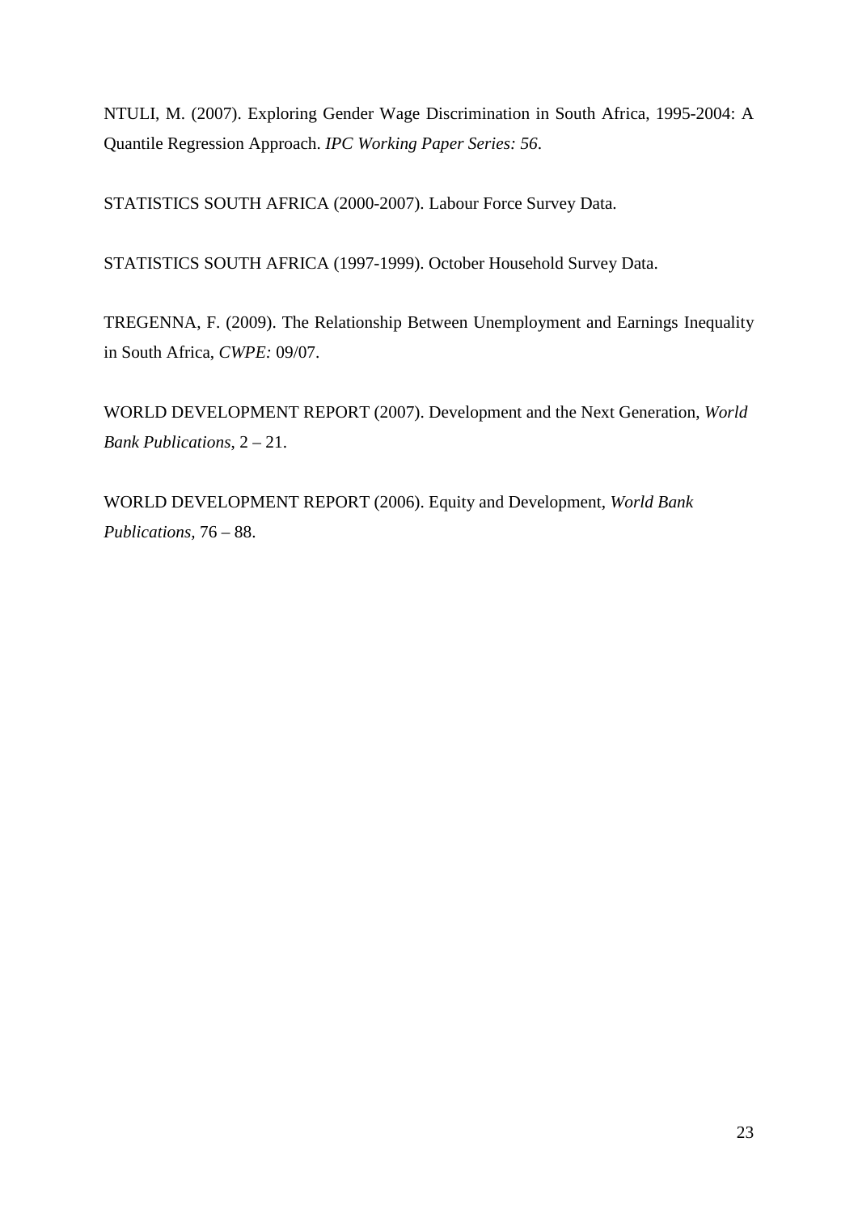NTULI, M. (2007). Exploring Gender Wage Discrimination in South Africa, 1995-2004: A Quantile Regression Approach. *IPC Working Paper Series: 56*.

STATISTICS SOUTH AFRICA (2000-2007). Labour Force Survey Data.

STATISTICS SOUTH AFRICA (1997-1999). October Household Survey Data.

TREGENNA, F. (2009). The Relationship Between Unemployment and Earnings Inequality in South Africa, *CWPE:* 09/07.

WORLD DEVELOPMENT REPORT (2007). Development and the Next Generation, *World Bank Publications*, 2 – 21.

WORLD DEVELOPMENT REPORT (2006). Equity and Development, *World Bank Publications*, 76 – 88.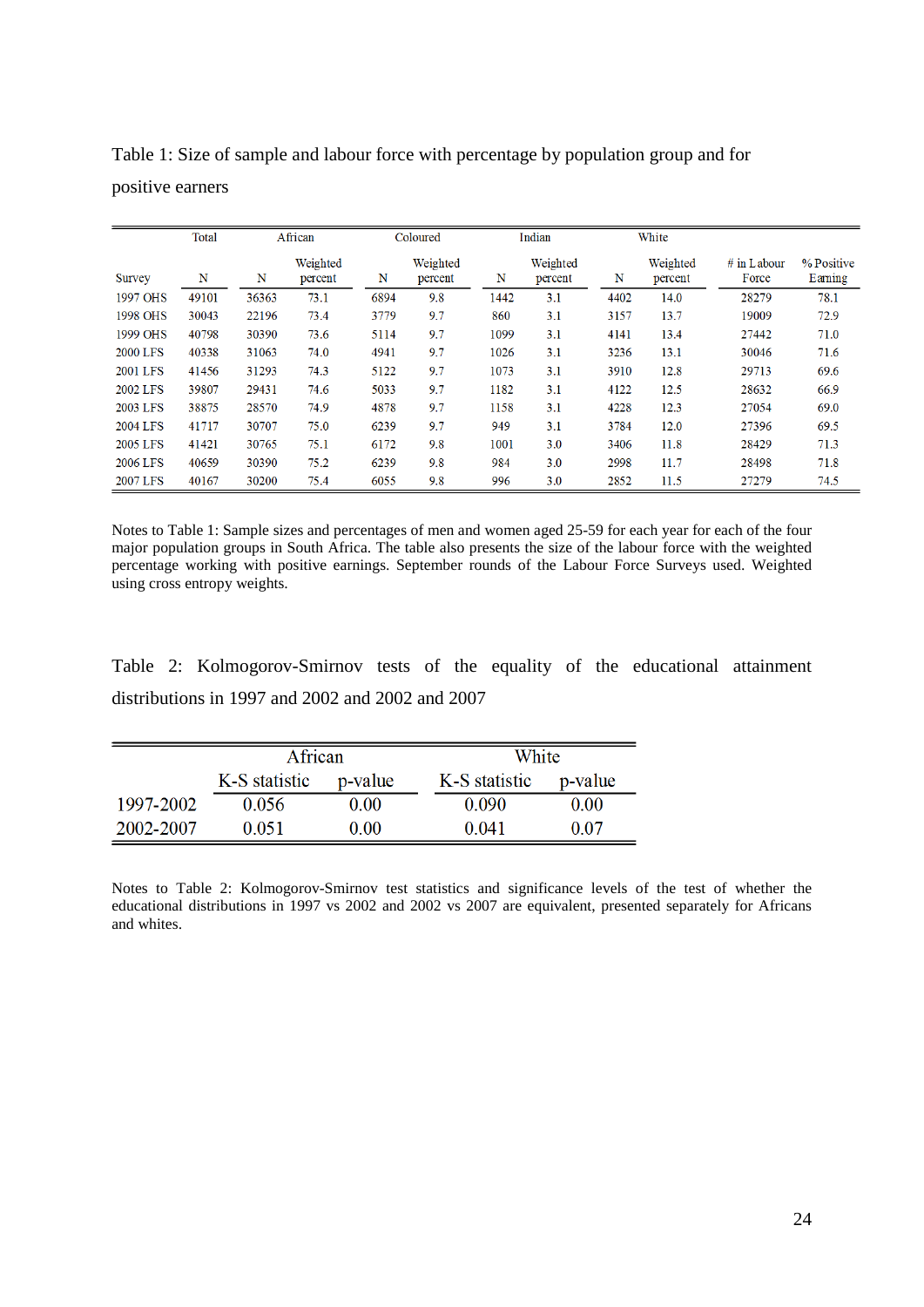Table 1: Size of sample and labour force with percentage by population group and for positive earners

| | Total | African | | Coloured | | Indian | | White | | | |
|---|---|---|---|---|---|---|---|---|---|---|---|
| Survey | N | N | Weighted percent | N | Weighted percent | N | Weighted percent | N | Weighted percent | # in Labour Force | % Positive Earning |
| 1997 OHS | 49101 | 36363 | 73.1 | 6894 | 9.8 | 1442 | 3.1 | 4402 | 14.0 | 28279 | 78.1 |
| 1998 OHS | 30043 | 22196 | 73.4 | 3779 | 9.7 | 860 | 3.1 | 3157 | 13.7 | 19009 | 72.9 |
| 1999 OHS | 40798 | 30390 | 73.6 | 5114 | 9.7 | 1099 | 3.1 | 4141 | 13.4 | 27442 | 71.0 |
| 2000 LFS | 40338 | 31063 | 74.0 | 4941 | 9.7 | 1026 | 3.1 | 3236 | 13.1 | 30046 | 71.6 |
| 2001 LFS | 41456 | 31293 | 74.3 | 5122 | 9.7 | 1073 | 3.1 | 3910 | 12.8 | 29713 | 69.6 |
| 2002 LFS | 39807 | 29431 | 74.6 | 5033 | 9.7 | 1182 | 3.1 | 4122 | 12.5 | 28632 | 66.9 |
| 2003 LFS | 38875 | 28570 | 74.9 | 4878 | 9.7 | 1158 | 3.1 | 4228 | 12.3 | 27054 | 69.0 |
| 2004 LFS | 41717 | 30707 | 75.0 | 6239 | 9.7 | 949 | 3.1 | 3784 | 12.0 | 27396 | 69.5 |
| 2005 LFS | 41421 | 30765 | 75.1 | 6172 | 9.8 | 1001 | 3.0 | 3406 | 11.8 | 28429 | 71.3 |
| 2006 LFS | 40659 | 30390 | 75.2 | 6239 | 9.8 | 984 | 3.0 | 2998 | 11.7 | 28498 | 71.8 |
| 2007 LFS | 40167 | 30200 | 75.4 | 6055 | 9.8 | 996 | 3.0 | 2852 | 11.5 | 27279 | 74.5 |

Notes to Table 1: Sample sizes and percentages of men and women aged 25-59 for each year for each of the four major population groups in South Africa. The table also presents the size of the labour force with the weighted percentage working with positive earnings. September rounds of the Labour Force Surveys used. Weighted using cross entropy weights.

Table 2: Kolmogorov-Smirnov tests of the equality of the educational attainment distributions in 1997 and 2002 and 2002 and 2007

| | African | | White | |
|---|---|---|---|---|
| | K-S statistic | p-value | K-S statistic | p-value |
| 1997-2002 | 0.056 | 0.00 | 0.090 | 0.00 |
| 2002-2007 | 0.051 | 0.00 | 0.041 | 0.07 |

Notes to Table 2: Kolmogorov-Smirnov test statistics and significance levels of the test of whether the educational distributions in 1997 vs 2002 and 2002 vs 2007 are equivalent, presented separately for Africans and whites.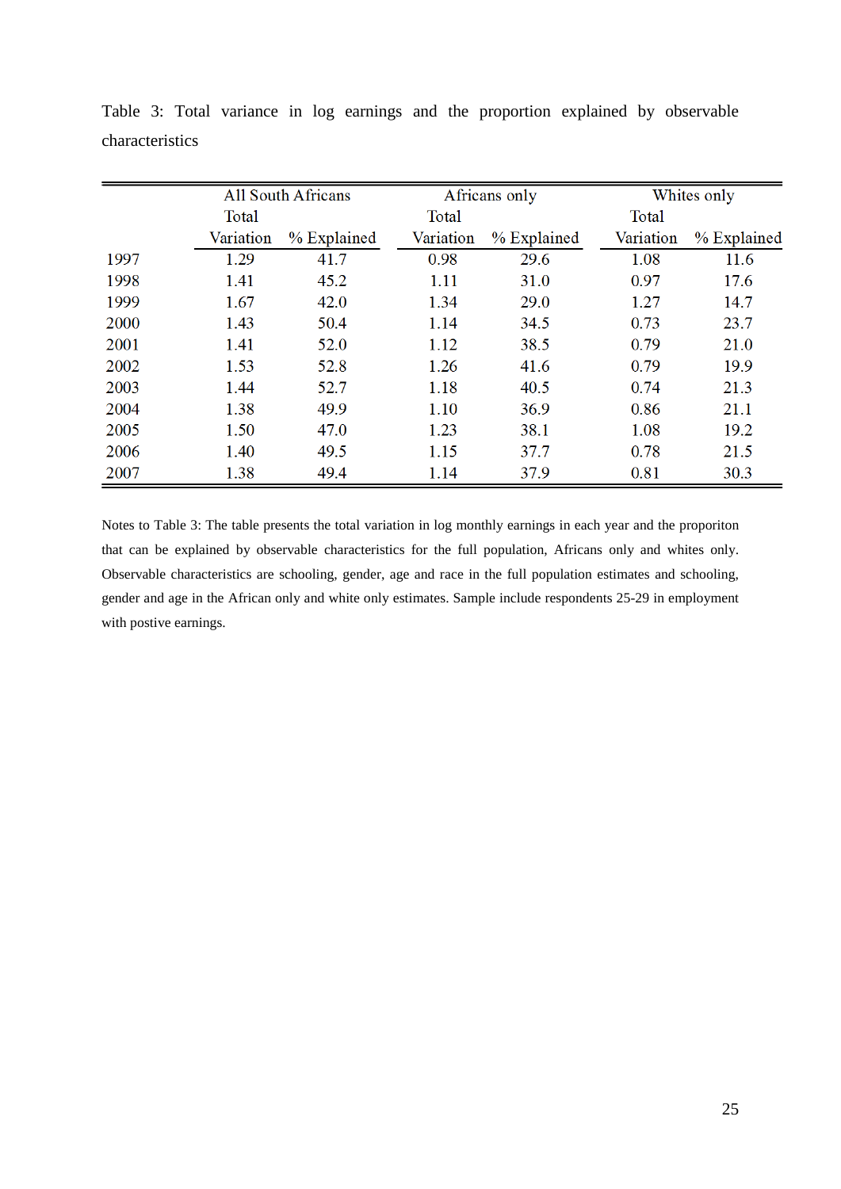Table 3: Total variance in log earnings and the proportion explained by observable characteristics

| | All South Africans | | Africans only | | Whites only | |
|---|---|---|---|---|---|---|
| | Total Variation | % Explained | Total Variation | % Explained | Total Variation | % Explained |
| 1997 | 1.29 | 41.7 | 0.98 | 29.6 | 1.08 | 11.6 |
| 1998 | 1.41 | 45.2 | 1.11 | 31.0 | 0.97 | 17.6 |
| 1999 | 1.67 | 42.0 | 1.34 | 29.0 | 1.27 | 14.7 |
| 2000 | 1.43 | 50.4 | 1.14 | 34.5 | 0.73 | 23.7 |
| 2001 | 1.41 | 52.0 | 1.12 | 38.5 | 0.79 | 21.0 |
| 2002 | 1.53 | 52.8 | 1.26 | 41.6 | 0.79 | 19.9 |
| 2003 | 1.44 | 52.7 | 1.18 | 40.5 | 0.74 | 21.3 |
| 2004 | 1.38 | 49.9 | 1.10 | 36.9 | 0.86 | 21.1 |
| 2005 | 1.50 | 47.0 | 1.23 | 38.1 | 1.08 | 19.2 |
| 2006 | 1.40 | 49.5 | 1.15 | 37.7 | 0.78 | 21.5 |
| 2007 | 1.38 | 49.4 | 1.14 | 37.9 | 0.81 | 30.3 |

Notes to Table 3: The table presents the total variation in log monthly earnings in each year and the proporiton that can be explained by observable characteristics for the full population, Africans only and whites only. Observable characteristics are schooling, gender, age and race in the full population estimates and schooling, gender and age in the African only and white only estimates. Sample include respondents 25-29 in employment with postive earnings.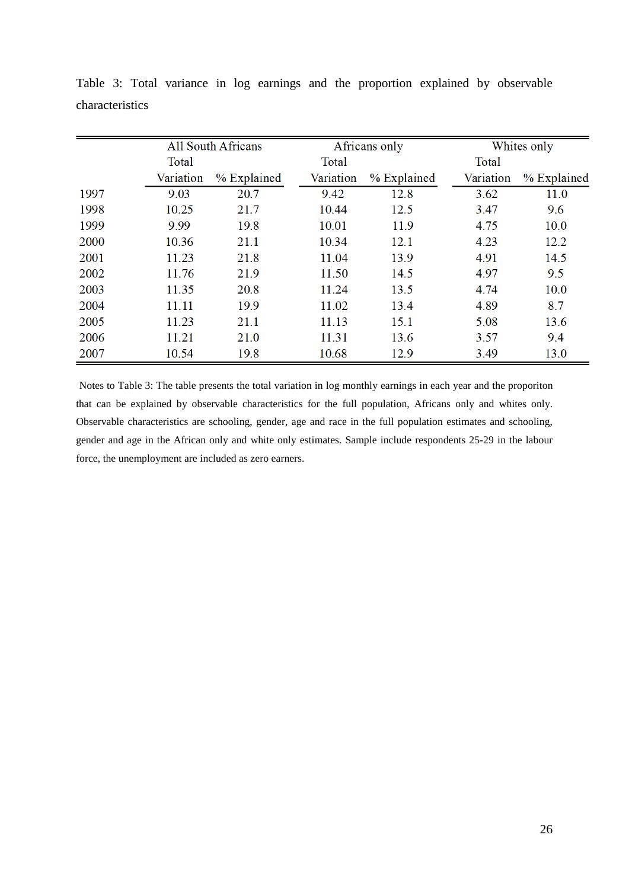Table 3: Total variance in log earnings and the proportion explained by observable characteristics

| | All South Africans | | Africans only | | Whites only | |
|---|---|---|---|---|---|---|
| | Total Variation | % Explained | Total Variation | % Explained | Total Variation | % Explained |
| 1997 | 9.03 | 20.7 | 9.42 | 12.8 | 3.62 | 11.0 |
| 1998 | 10.25 | 21.7 | 10.44 | 12.5 | 3.47 | 9.6 |
| 1999 | 9.99 | 19.8 | 10.01 | 11.9 | 4.75 | 10.0 |
| 2000 | 10.36 | 21.1 | 10.34 | 12.1 | 4.23 | 12.2 |
| 2001 | 11.23 | 21.8 | 11.04 | 13.9 | 4.91 | 14.5 |
| 2002 | 11.76 | 21.9 | 11.50 | 14.5 | 4.97 | 9.5 |
| 2003 | 11.35 | 20.8 | 11.24 | 13.5 | 4.74 | 10.0 |
| 2004 | 11.11 | 19.9 | 11.02 | 13.4 | 4.89 | 8.7 |
| 2005 | 11.23 | 21.1 | 11.13 | 15.1 | 5.08 | 13.6 |
| 2006 | 11.21 | 21.0 | 11.31 | 13.6 | 3.57 | 9.4 |
| 2007 | 10.54 | 19.8 | 10.68 | 12.9 | 3.49 | 13.0 |

Notes to Table 3: The table presents the total variation in log monthly earnings in each year and the proporiton that can be explained by observable characteristics for the full population, Africans only and whites only. Observable characteristics are schooling, gender, age and race in the full population estimates and schooling, gender and age in the African only and white only estimates. Sample include respondents 25-29 in the labour force, the unemployment are included as zero earners.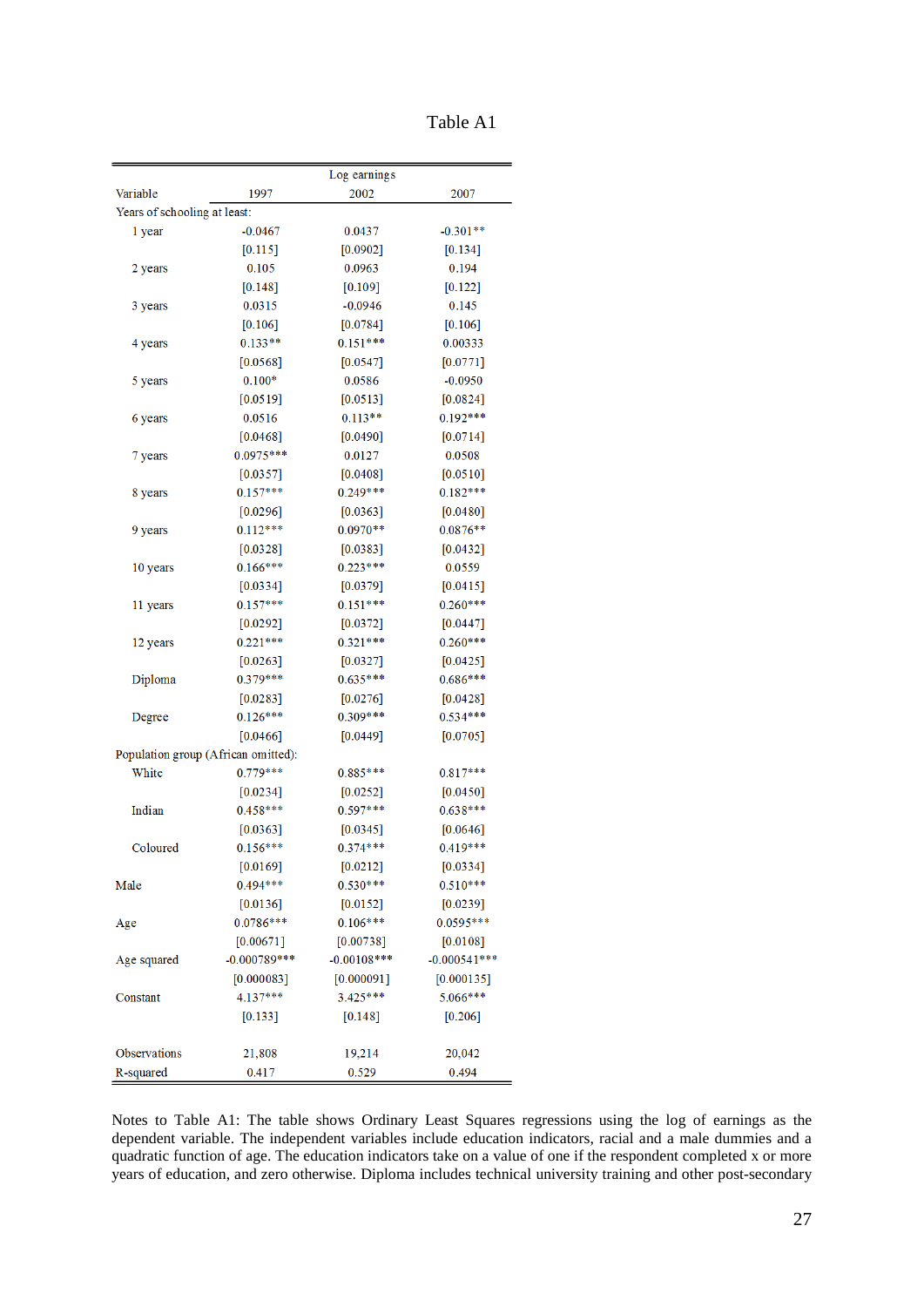Table A1

| Variable | Log earnings 1997 | 2002 | 2007 |
|---|---|---|---|
| Years of schooling at least: | | | |
| 1 year | -0.0467 | 0.0437 | -0.301** |
| | [0.115] | [0.0902] | [0.134] |
| 2 years | 0.105 | 0.0963 | 0.194 |
| | [0.148] | [0.109] | [0.122] |
| 3 years | 0.0315 | -0.0946 | 0.145 |
| | [0.106] | [0.0784] | [0.106] |
| 4 years | 0.133** | 0.151*** | 0.00333 |
| | [0.0568] | [0.0547] | [0.0771] |
| 5 years | 0.100* | 0.0586 | -0.0950 |
| | [0.0519] | [0.0513] | [0.0824] |
| 6 years | 0.0516 | 0.113** | 0.192*** |
| | [0.0468] | [0.0490] | [0.0714] |
| 7 years | 0.0975*** | 0.0127 | 0.0508 |
| | [0.0357] | [0.0408] | [0.0510] |
| 8 years | 0.157*** | 0.249*** | 0.182*** |
| | [0.0296] | [0.0363] | [0.0480] |
| 9 years | 0.112*** | 0.0970** | 0.0876** |
| | [0.0328] | [0.0383] | [0.0432] |
| 10 years | 0.166*** | 0.223*** | 0.0559 |
| | [0.0334] | [0.0379] | [0.0415] |
| 11 years | 0.157*** | 0.151*** | 0.260*** |
| | [0.0292] | [0.0372] | [0.0447] |
| 12 years | 0.221*** | 0.321*** | 0.260*** |
| | [0.0263] | [0.0327] | [0.0425] |
| Diploma | 0.379*** | 0.635*** | 0.686*** |
| | [0.0283] | [0.0276] | [0.0428] |
| Degree | 0.126*** | 0.309*** | 0.534*** |
| | [0.0466] | [0.0449] | [0.0705] |
| Population group (African omitted): | | | |
| White | 0.779*** | 0.885*** | 0.817*** |
| | [0.0234] | [0.0252] | [0.0450] |
| Indian | 0.458*** | 0.597*** | 0.638*** |
| | [0.0363] | [0.0345] | [0.0646] |
| Coloured | 0.156*** | 0.374*** | 0.419*** |
| | [0.0169] | [0.0212] | [0.0334] |
| Male | 0.494*** | 0.530*** | 0.510*** |
| | [0.0136] | [0.0152] | [0.0239] |
| Age | 0.0786*** | 0.106*** | 0.0595*** |
| | [0.00671] | [0.00738] | [0.0108] |
| Age squared | -0.000789*** | -0.00108*** | -0.000541*** |
| | [0.000083] | [0.000091] | [0.000135] |
| Constant | 4.137*** | 3.425*** | 5.066*** |
| | [0.133] | [0.148] | [0.206] |
| Observations | 21,808 | 19,214 | 20,042 |
| R-squared | 0.417 | 0.529 | 0.494 |

Notes to Table A1: The table shows Ordinary Least Squares regressions using the log of earnings as the dependent variable. The independent variables include education indicators, racial and a male dummies and a quadratic function of age. The education indicators take on a value of one if the respondent completed x or more years of education, and zero otherwise. Diploma includes technical university training and other post-secondary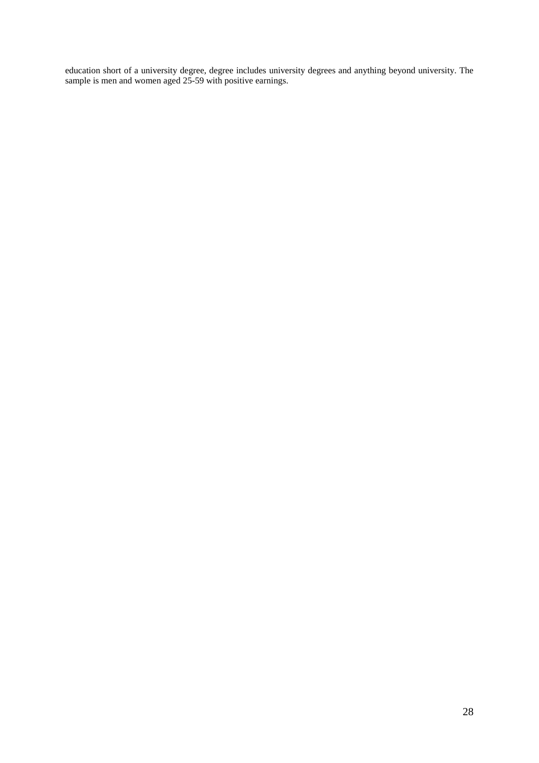education short of a university degree, degree includes university degrees and anything beyond university. The sample is men and women aged 25-59 with positive earnings.